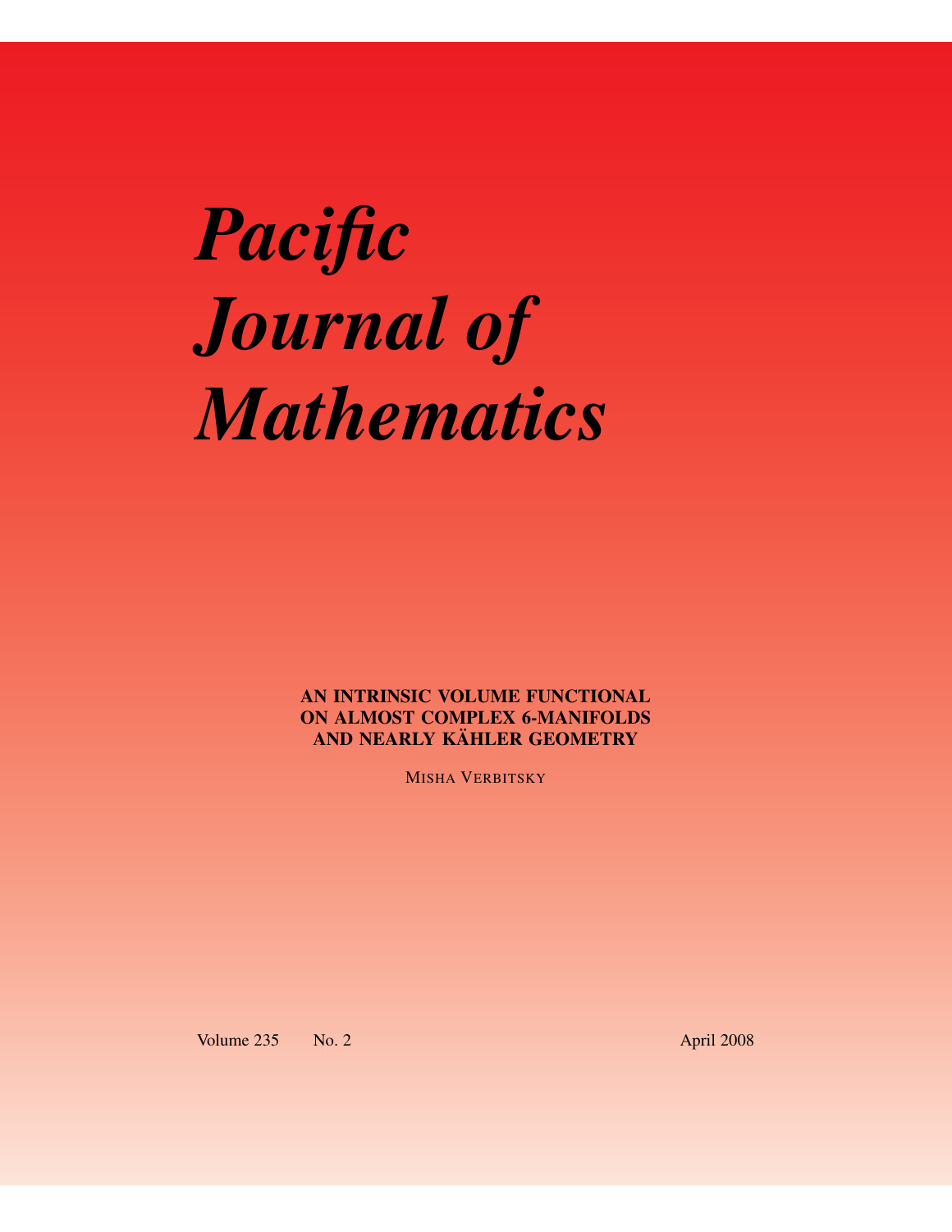# Pacific Journal of Mathematics

**AN INTRINSIC VOLUME FUNCTIONAL ON ALMOST COMPLEX 6-MANIFOLDS AND NEARLY KÄHLER GEOMETRY**

MISHA VERBITSKY

Volume 235 No. 2 April 2008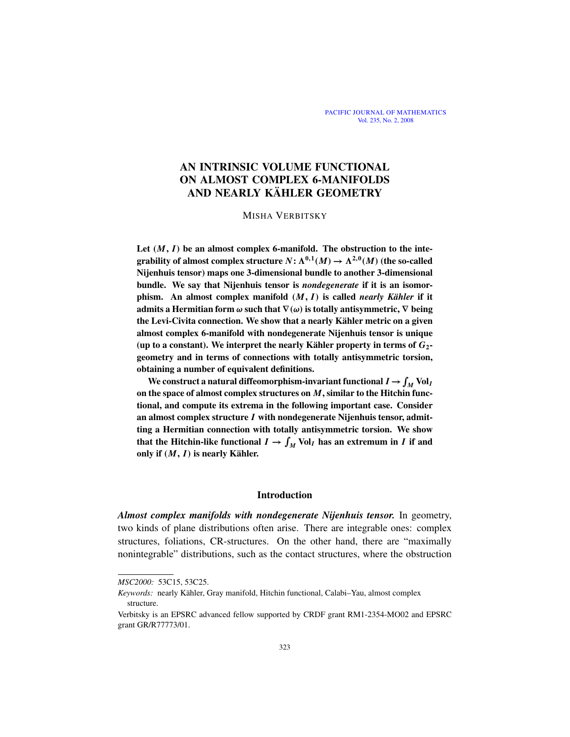# AN INTRINSIC VOLUME FUNCTIONAL ON ALMOST COMPLEX 6-MANIFOLDS AND NEARLY KÄHLER GEOMETRY

MISHA VERBITSKY

**Let $(M, I)$ be an almost complex 6-manifold. The obstruction to the integrability of almost complex structure $N\colon \Lambda^{0,1}(M) \to \Lambda^{2,0}(M)$ (the so-called Nijenhuis tensor) maps one 3-dimensional bundle to another 3-dimensional bundle. We say that Nijenhuis tensor is *nondegenerate* if it is an isomorphism. An almost complex manifold $(M, I)$ is called *nearly Kähler* if it admits a Hermitian form $\omega$ such that $\nabla(\omega)$ is totally antisymmetric, $\nabla$ being the Levi-Civita connection. We show that a nearly Kähler metric on a given almost complex 6-manifold with nondegenerate Nijenhuis tensor is unique (up to a constant). We interpret the nearly Kähler property in terms of $G_2$-geometry and in terms of connections with totally antisymmetric torsion, obtaining a number of equivalent definitions.**

**We construct a natural diffeomorphism-invariant functional $I \to \int_M \mathrm{Vol}_I$ on the space of almost complex structures on $M$, similar to the Hitchin functional, and compute its extrema in the following important case. Consider an almost complex structure $I$ with nondegenerate Nijenhuis tensor, admitting a Hermitian connection with totally antisymmetric torsion. We show that the Hitchin-like functional $I \to \int_M \mathrm{Vol}_I$ has an extremum in $I$ if and only if $(M, I)$ is nearly Kähler.**

## Introduction

***Almost complex manifolds with nondegenerate Nijenhuis tensor.*** In geometry, two kinds of plane distributions often arise. There are integrable ones: complex structures, foliations, CR-structures. On the other hand, there are "maximally nonintegrable" distributions, such as the contact structures, where the obstruction

---

*MSC2000:* 53C15, 53C25.

*Keywords:* nearly Kähler, Gray manifold, Hitchin functional, Calabi–Yau, almost complex structure.

Verbitsky is an EPSRC advanced fellow supported by CRDF grant RM1-2354-MO02 and EPSRC grant GR/R77773/01.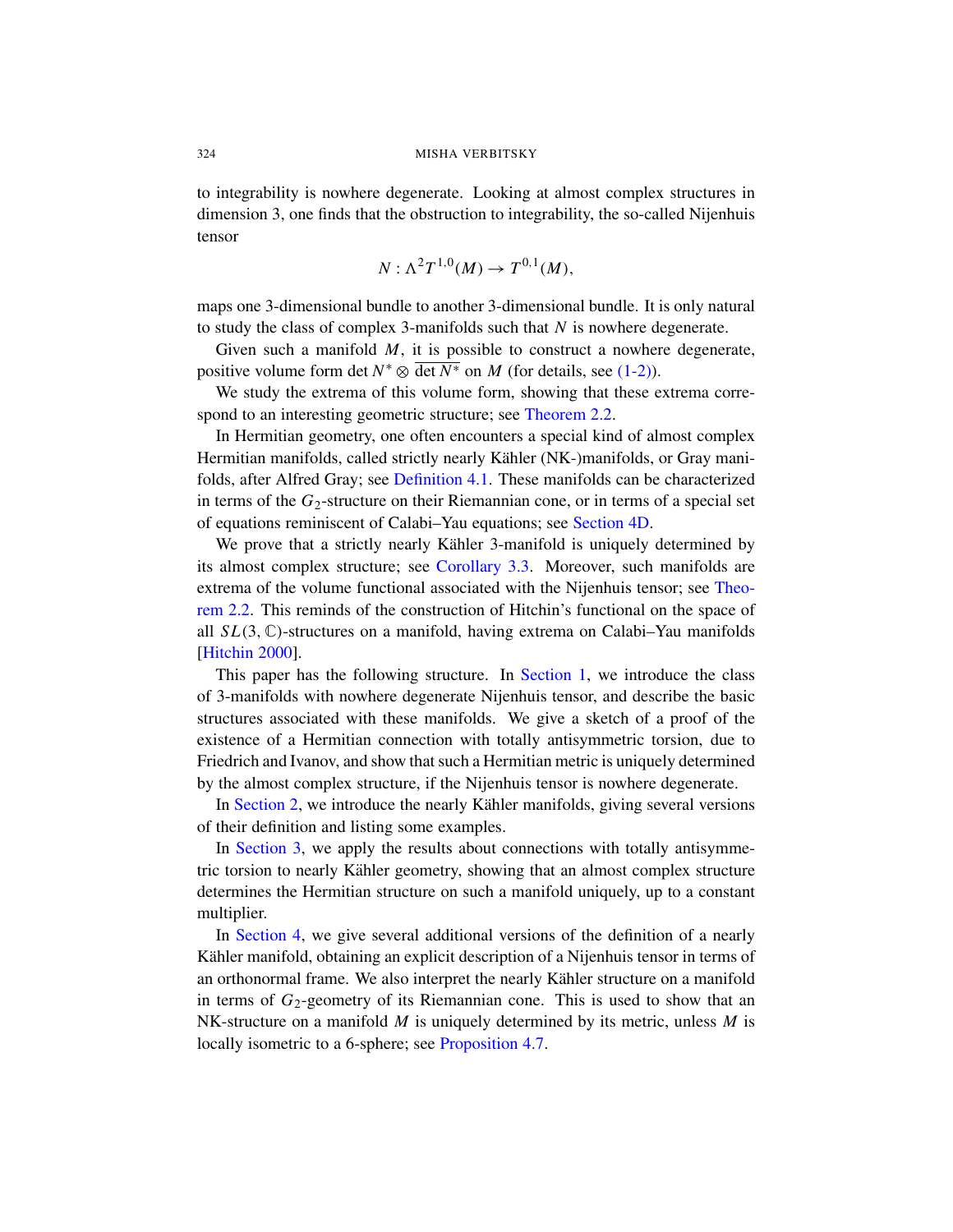to integrability is nowhere degenerate. Looking at almost complex structures in dimension 3, one finds that the obstruction to integrability, the so-called Nijenhuis tensor

$$N : \Lambda^2 T^{1,0}(M) \to T^{0,1}(M),$$

maps one 3-dimensional bundle to another 3-dimensional bundle. It is only natural to study the class of complex 3-manifolds such that $N$ is nowhere degenerate.

Given such a manifold $M$, it is possible to construct a nowhere degenerate, positive volume form $\det N^* \otimes \overline{\det N^*}$ on $M$ (for details, see (1-2)).

We study the extrema of this volume form, showing that these extrema correspond to an interesting geometric structure; see Theorem 2.2.

In Hermitian geometry, one often encounters a special kind of almost complex Hermitian manifolds, called strictly nearly Kähler (NK-)manifolds, or Gray manifolds, after Alfred Gray; see Definition 4.1. These manifolds can be characterized in terms of the $G_2$-structure on their Riemannian cone, or in terms of a special set of equations reminiscent of Calabi–Yau equations; see Section 4D.

We prove that a strictly nearly Kähler 3-manifold is uniquely determined by its almost complex structure; see Corollary 3.3. Moreover, such manifolds are extrema of the volume functional associated with the Nijenhuis tensor; see Theorem 2.2. This reminds of the construction of Hitchin's functional on the space of all $SL(3, \mathbb{C})$-structures on a manifold, having extrema on Calabi–Yau manifolds [Hitchin 2000].

This paper has the following structure. In Section 1, we introduce the class of 3-manifolds with nowhere degenerate Nijenhuis tensor, and describe the basic structures associated with these manifolds. We give a sketch of a proof of the existence of a Hermitian connection with totally antisymmetric torsion, due to Friedrich and Ivanov, and show that such a Hermitian metric is uniquely determined by the almost complex structure, if the Nijenhuis tensor is nowhere degenerate.

In Section 2, we introduce the nearly Kähler manifolds, giving several versions of their definition and listing some examples.

In Section 3, we apply the results about connections with totally antisymmetric torsion to nearly Kähler geometry, showing that an almost complex structure determines the Hermitian structure on such a manifold uniquely, up to a constant multiplier.

In Section 4, we give several additional versions of the definition of a nearly Kähler manifold, obtaining an explicit description of a Nijenhuis tensor in terms of an orthonormal frame. We also interpret the nearly Kähler structure on a manifold in terms of $G_2$-geometry of its Riemannian cone. This is used to show that an NK-structure on a manifold $M$ is uniquely determined by its metric, unless $M$ is locally isometric to a 6-sphere; see Proposition 4.7.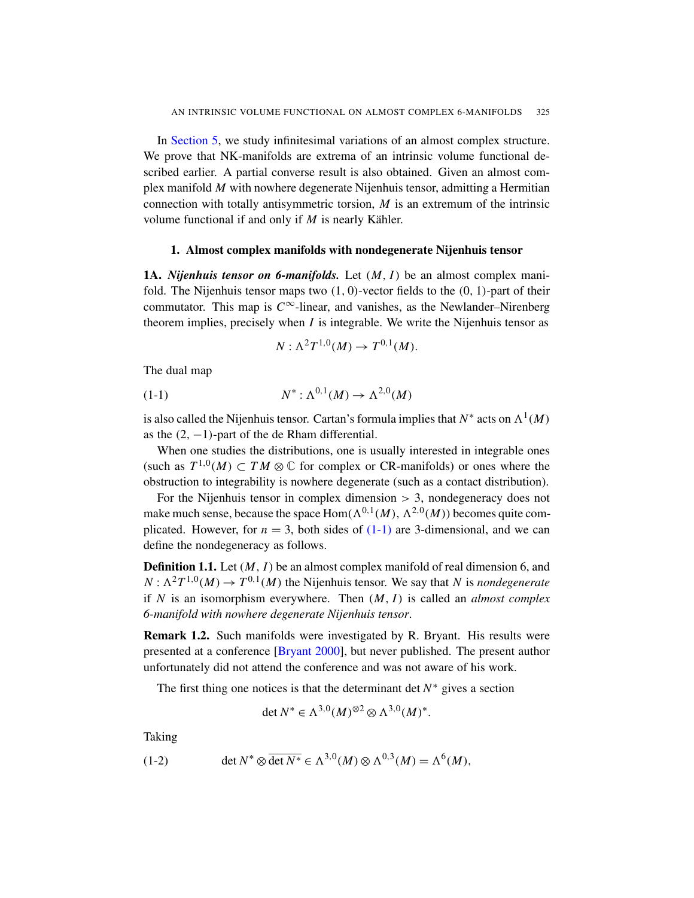In Section 5, we study infinitesimal variations of an almost complex structure. We prove that NK-manifolds are extrema of an intrinsic volume functional described earlier. A partial converse result is also obtained. Given an almost complex manifold $M$ with nowhere degenerate Nijenhuis tensor, admitting a Hermitian connection with totally antisymmetric torsion, $M$ is an extremum of the intrinsic volume functional if and only if $M$ is nearly Kähler.

## 1. Almost complex manifolds with nondegenerate Nijenhuis tensor

**1A.** ***Nijenhuis tensor on 6-manifolds.*** Let $(M, I)$ be an almost complex manifold. The Nijenhuis tensor maps two $(1, 0)$-vector fields to the $(0, 1)$-part of their commutator. This map is $C^\infty$-linear, and vanishes, as the Newlander–Nirenberg theorem implies, precisely when $I$ is integrable. We write the Nijenhuis tensor as

$$N : \Lambda^2 T^{1,0}(M) \to T^{0,1}(M).$$

The dual map

$$N^* : \Lambda^{0,1}(M) \to \Lambda^{2,0}(M) \tag{1-1}$$

is also called the Nijenhuis tensor. Cartan's formula implies that $N^*$ acts on $\Lambda^1(M)$ as the $(2, -1)$-part of the de Rham differential.

When one studies the distributions, one is usually interested in integrable ones (such as $T^{1,0}(M) \subset TM \otimes \mathbb{C}$ for complex or CR-manifolds) or ones where the obstruction to integrability is nowhere degenerate (such as a contact distribution).

For the Nijenhuis tensor in complex dimension $> 3$, nondegeneracy does not make much sense, because the space $\operatorname{Hom}(\Lambda^{0,1}(M), \Lambda^{2,0}(M))$ becomes quite complicated. However, for $n = 3$, both sides of (1-1) are 3-dimensional, and we can define the nondegeneracy as follows.

**Definition 1.1.** Let $(M, I)$ be an almost complex manifold of real dimension 6, and $N : \Lambda^2 T^{1,0}(M) \to T^{0,1}(M)$ the Nijenhuis tensor. We say that $N$ is *nondegenerate* if $N$ is an isomorphism everywhere. Then $(M, I)$ is called an *almost complex 6-manifold with nowhere degenerate Nijenhuis tensor*.

**Remark 1.2.** Such manifolds were investigated by R. Bryant. His results were presented at a conference [Bryant 2000], but never published. The present author unfortunately did not attend the conference and was not aware of his work.

The first thing one notices is that the determinant $\det N^*$ gives a section

$$\det N^* \in \Lambda^{3,0}(M)^{\otimes 2} \otimes \Lambda^{3,0}(M)^*.$$

Taking

$$\det N^* \otimes \overline{\det N^*} \in \Lambda^{3,0}(M) \otimes \Lambda^{0,3}(M) = \Lambda^6(M), \tag{1-2}$$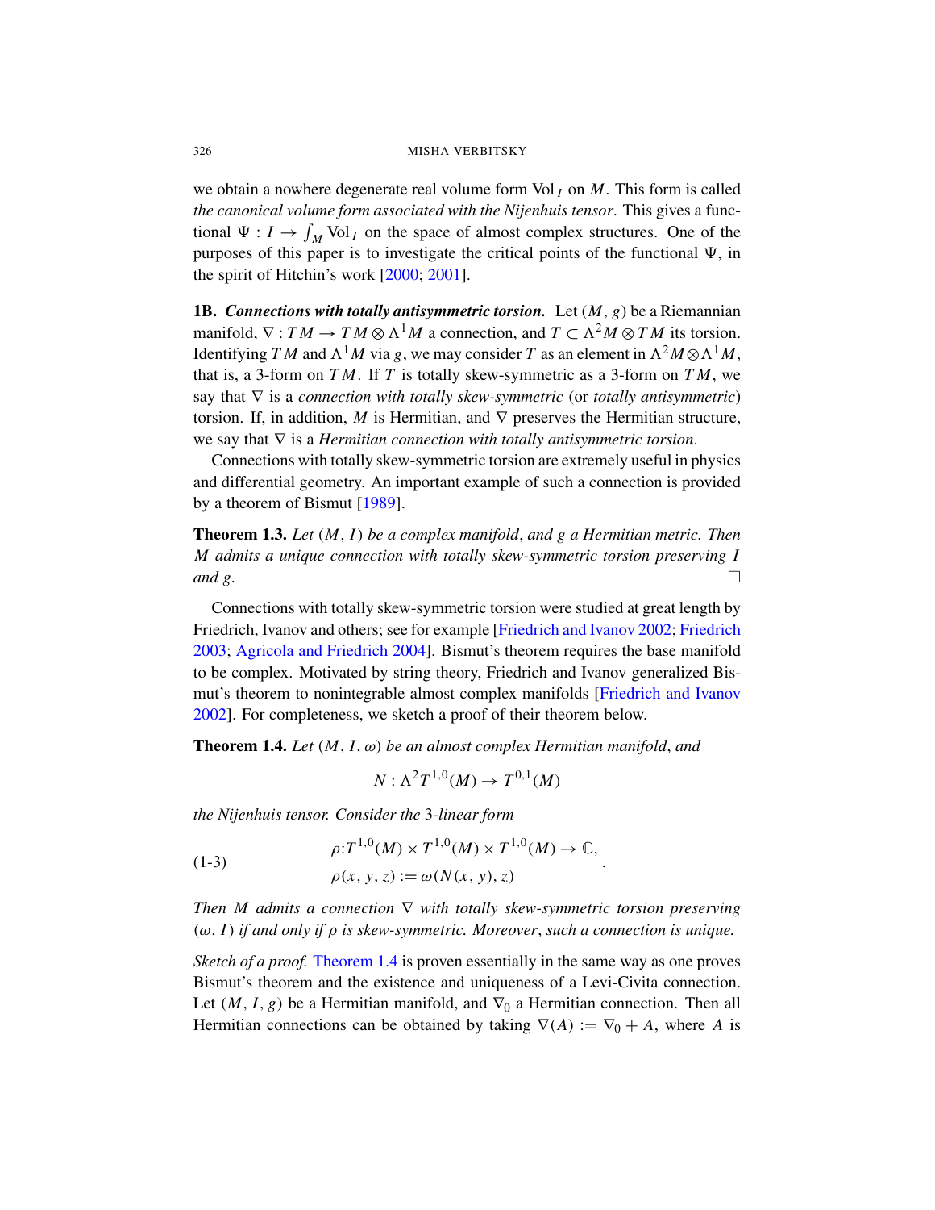we obtain a nowhere degenerate real volume form $\operatorname{Vol}_I$ on $M$. This form is called *the canonical volume form associated with the Nijenhuis tensor*. This gives a functional $\Psi : I \to \int_M \operatorname{Vol}_I$ on the space of almost complex structures. One of the purposes of this paper is to investigate the critical points of the functional $\Psi$, in the spirit of Hitchin's work [2000; 2001].

**1B.** ***Connections with totally antisymmetric torsion.*** Let $(M, g)$ be a Riemannian manifold, $\nabla : TM \to TM \otimes \Lambda^1 M$ a connection, and $T \subset \Lambda^2 M \otimes TM$ its torsion. Identifying $TM$ and $\Lambda^1 M$ via $g$, we may consider $T$ as an element in $\Lambda^2 M \otimes \Lambda^1 M$, that is, a 3-form on $TM$. If $T$ is totally skew-symmetric as a 3-form on $TM$, we say that $\nabla$ is a *connection with totally skew-symmetric* (or *totally antisymmetric*) torsion. If, in addition, $M$ is Hermitian, and $\nabla$ preserves the Hermitian structure, we say that $\nabla$ is a *Hermitian connection with totally antisymmetric torsion*.

Connections with totally skew-symmetric torsion are extremely useful in physics and differential geometry. An important example of such a connection is provided by a theorem of Bismut [1989].

**Theorem 1.3.** *Let $(M, I)$ be a complex manifold, and $g$ a Hermitian metric. Then $M$ admits a unique connection with totally skew-symmetric torsion preserving $I$ and $g$.* □

Connections with totally skew-symmetric torsion were studied at great length by Friedrich, Ivanov and others; see for example [Friedrich and Ivanov 2002; Friedrich 2003; Agricola and Friedrich 2004]. Bismut's theorem requires the base manifold to be complex. Motivated by string theory, Friedrich and Ivanov generalized Bismut's theorem to nonintegrable almost complex manifolds [Friedrich and Ivanov 2002]. For completeness, we sketch a proof of their theorem below.

**Theorem 1.4.** *Let $(M, I, \omega)$ be an almost complex Hermitian manifold, and*

$$N : \Lambda^2 T^{1,0}(M) \to T^{0,1}(M)$$

*the Nijenhuis tensor. Consider the 3-linear form*

$$\begin{aligned} &\rho : T^{1,0}(M) \times T^{1,0}(M) \times T^{1,0}(M) \to \mathbb{C}, \\ &\rho(x, y, z) := \omega(N(x, y), z) \end{aligned} \qquad \text{(1-3)}$$

*Then $M$ admits a connection $\nabla$ with totally skew-symmetric torsion preserving $(\omega, I)$ if and only if $\rho$ is skew-symmetric. Moreover, such a connection is unique.*

*Sketch of a proof.* Theorem 1.4 is proven essentially in the same way as one proves Bismut's theorem and the existence and uniqueness of a Levi-Civita connection. Let $(M, I, g)$ be a Hermitian manifold, and $\nabla_0$ a Hermitian connection. Then all Hermitian connections can be obtained by taking $\nabla(A) := \nabla_0 + A$, where $A$ is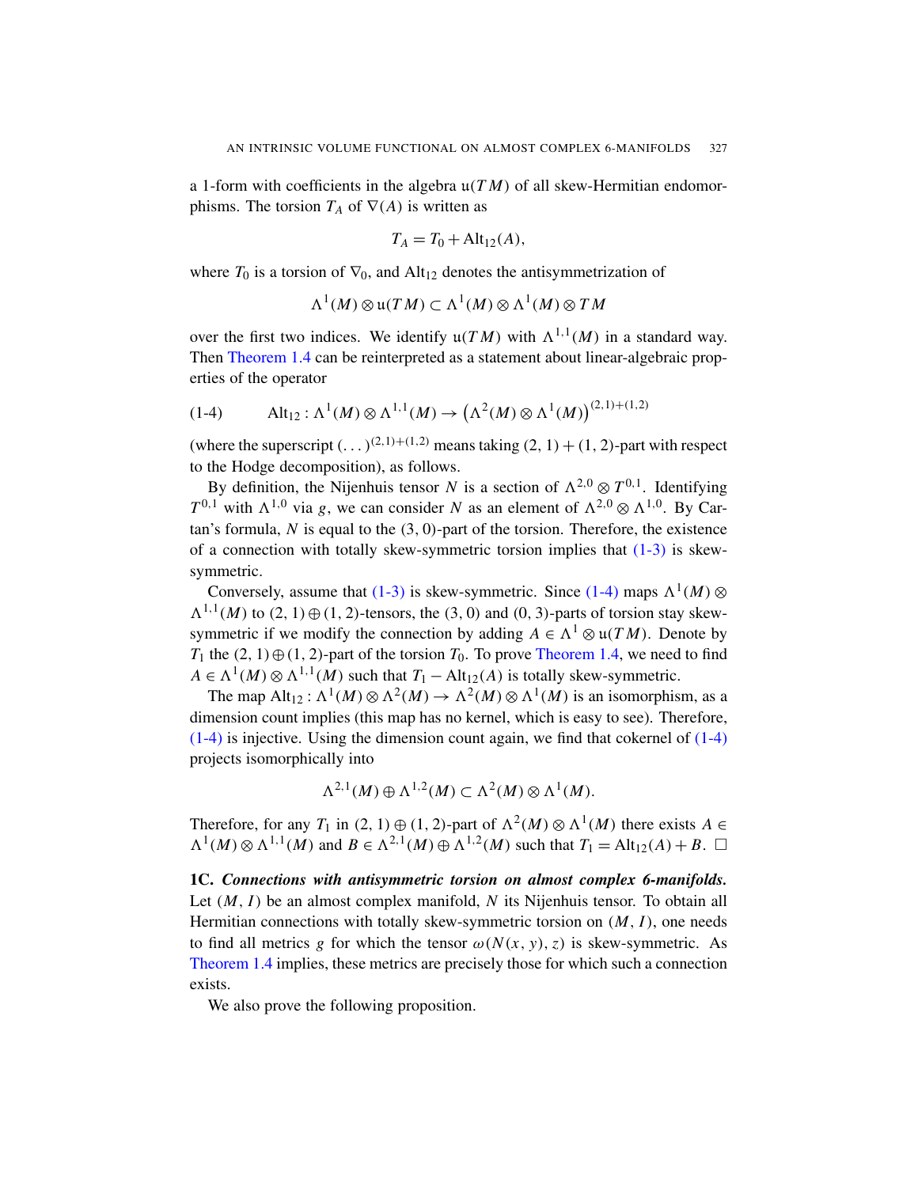a 1-form with coefficients in the algebra $\mathfrak{u}(TM)$ of all skew-Hermitian endomorphisms. The torsion $T_A$ of $\nabla(A)$ is written as

$$T_A = T_0 + \mathrm{Alt}_{12}(A),$$

where $T_0$ is a torsion of $\nabla_0$, and $\mathrm{Alt}_{12}$ denotes the antisymmetrization of

$$\Lambda^1(M) \otimes \mathfrak{u}(TM) \subset \Lambda^1(M) \otimes \Lambda^1(M) \otimes TM$$

over the first two indices. We identify $\mathfrak{u}(TM)$ with $\Lambda^{1,1}(M)$ in a standard way. Then Theorem 1.4 can be reinterpreted as a statement about linear-algebraic properties of the operator

$$\mathrm{Alt}_{12} : \Lambda^1(M) \otimes \Lambda^{1,1}(M) \to \big(\Lambda^2(M) \otimes \Lambda^1(M)\big)^{(2,1)+(1,2)} \tag{1-4}$$

(where the superscript $(\dots)^{(2,1)+(1,2)}$ means taking $(2,1)+(1,2)$-part with respect to the Hodge decomposition), as follows.

By definition, the Nijenhuis tensor $N$ is a section of $\Lambda^{2,0} \otimes T^{0,1}$. Identifying $T^{0,1}$ with $\Lambda^{1,0}$ via $g$, we can consider $N$ as an element of $\Lambda^{2,0} \otimes \Lambda^{1,0}$. By Cartan's formula, $N$ is equal to the $(3,0)$-part of the torsion. Therefore, the existence of a connection with totally skew-symmetric torsion implies that (1-3) is skew-symmetric.

Conversely, assume that (1-3) is skew-symmetric. Since (1-4) maps $\Lambda^1(M) \otimes \Lambda^{1,1}(M)$ to $(2,1) \oplus (1,2)$-tensors, the $(3,0)$ and $(0,3)$-parts of torsion stay skew-symmetric if we modify the connection by adding $A \in \Lambda^1 \otimes \mathfrak{u}(TM)$. Denote by $T_1$ the $(2,1) \oplus (1,2)$-part of the torsion $T_0$. To prove Theorem 1.4, we need to find $A \in \Lambda^1(M) \otimes \Lambda^{1,1}(M)$ such that $T_1 - \mathrm{Alt}_{12}(A)$ is totally skew-symmetric.

The map $\mathrm{Alt}_{12} : \Lambda^1(M) \otimes \Lambda^2(M) \to \Lambda^2(M) \otimes \Lambda^1(M)$ is an isomorphism, as a dimension count implies (this map has no kernel, which is easy to see). Therefore, (1-4) is injective. Using the dimension count again, we find that cokernel of (1-4) projects isomorphically into

$$\Lambda^{2,1}(M) \oplus \Lambda^{1,2}(M) \subset \Lambda^2(M) \otimes \Lambda^1(M).$$

Therefore, for any $T_1$ in $(2,1) \oplus (1,2)$-part of $\Lambda^2(M) \otimes \Lambda^1(M)$ there exists $A \in \Lambda^1(M) \otimes \Lambda^{1,1}(M)$ and $B \in \Lambda^{2,1}(M) \oplus \Lambda^{1,2}(M)$ such that $T_1 = \mathrm{Alt}_{12}(A) + B$. □

**1C. *Connections with antisymmetric torsion on almost complex 6-manifolds.*** Let $(M, I)$ be an almost complex manifold, $N$ its Nijenhuis tensor. To obtain all Hermitian connections with totally skew-symmetric torsion on $(M, I)$, one needs to find all metrics $g$ for which the tensor $\omega(N(x, y), z)$ is skew-symmetric. As Theorem 1.4 implies, these metrics are precisely those for which such a connection exists.

We also prove the following proposition.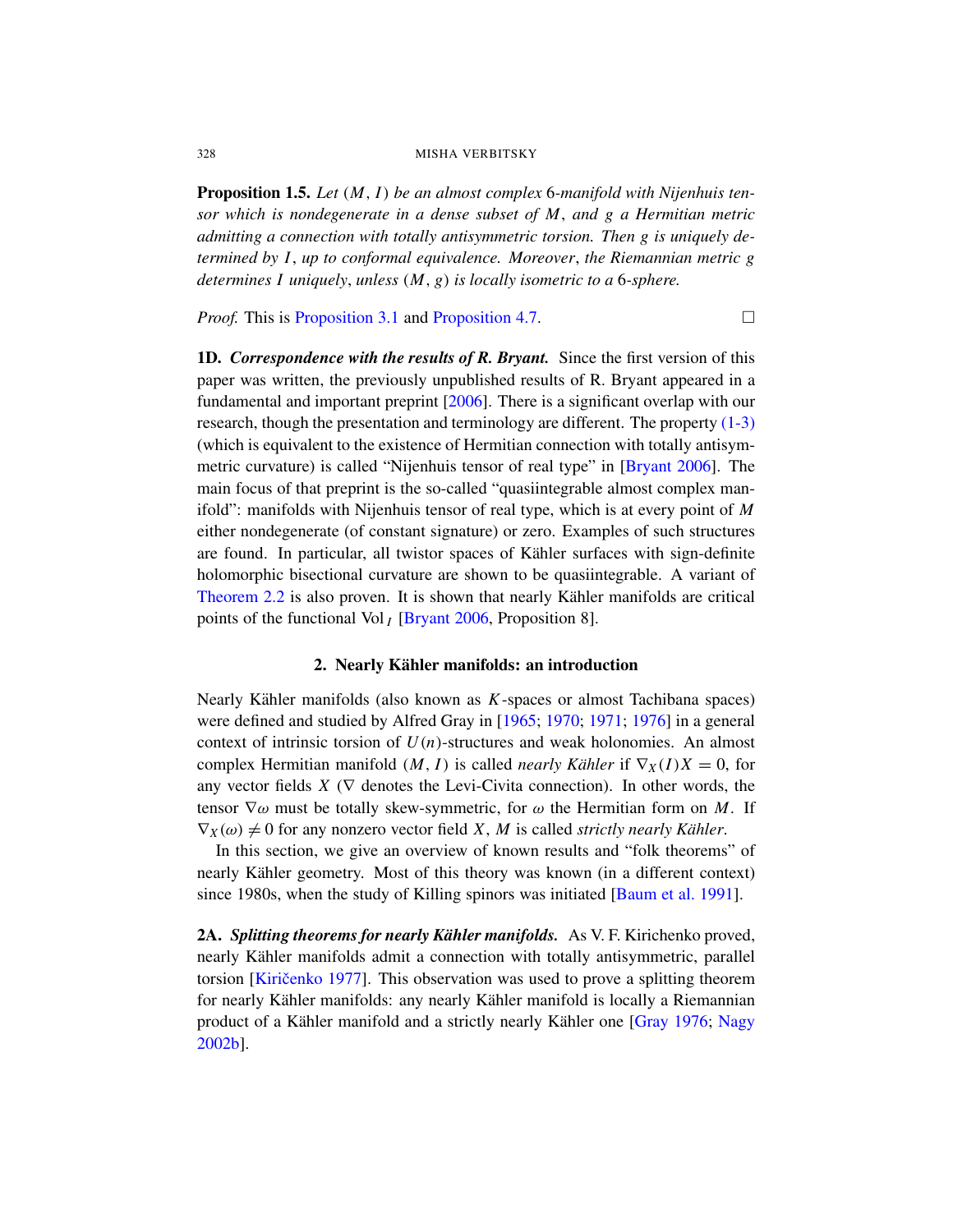**Proposition 1.5.** *Let $(M, I)$ be an almost complex 6-manifold with Nijenhuis tensor which is nondegenerate in a dense subset of $M$, and $g$ a Hermitian metric admitting a connection with totally antisymmetric torsion. Then $g$ is uniquely determined by $I$, up to conformal equivalence. Moreover, the Riemannian metric $g$ determines $I$ uniquely, unless $(M, g)$ is locally isometric to a 6-sphere.*

*Proof.* This is Proposition 3.1 and Proposition 4.7. □

**1D. *Correspondence with the results of R. Bryant.*** Since the first version of this paper was written, the previously unpublished results of R. Bryant appeared in a fundamental and important preprint [2006]. There is a significant overlap with our research, though the presentation and terminology are different. The property (1-3) (which is equivalent to the existence of Hermitian connection with totally antisymmetric curvature) is called "Nijenhuis tensor of real type" in [Bryant 2006]. The main focus of that preprint is the so-called "quasiintegrable almost complex manifold": manifolds with Nijenhuis tensor of real type, which is at every point of $M$ either nondegenerate (of constant signature) or zero. Examples of such structures are found. In particular, all twistor spaces of Kähler surfaces with sign-definite holomorphic bisectional curvature are shown to be quasiintegrable. A variant of Theorem 2.2 is also proven. It is shown that nearly Kähler manifolds are critical points of the functional $\operatorname{Vol}_I$ [Bryant 2006, Proposition 8].

## 2. Nearly Kähler manifolds: an introduction

Nearly Kähler manifolds (also known as $K$-spaces or almost Tachibana spaces) were defined and studied by Alfred Gray in [1965; 1970; 1971; 1976] in a general context of intrinsic torsion of $U(n)$-structures and weak holonomies. An almost complex Hermitian manifold $(M, I)$ is called *nearly Kähler* if $\nabla_X(I)X = 0$, for any vector fields $X$ ($\nabla$ denotes the Levi-Civita connection). In other words, the tensor $\nabla\omega$ must be totally skew-symmetric, for $\omega$ the Hermitian form on $M$. If $\nabla_X(\omega) \neq 0$ for any nonzero vector field $X$, $M$ is called *strictly nearly Kähler*.

In this section, we give an overview of known results and "folk theorems" of nearly Kähler geometry. Most of this theory was known (in a different context) since 1980s, when the study of Killing spinors was initiated [Baum et al. 1991].

**2A. *Splitting theorems for nearly Kähler manifolds.*** As V. F. Kirichenko proved, nearly Kähler manifolds admit a connection with totally antisymmetric, parallel torsion [Kiričenko 1977]. This observation was used to prove a splitting theorem for nearly Kähler manifolds: any nearly Kähler manifold is locally a Riemannian product of a Kähler manifold and a strictly nearly Kähler one [Gray 1976; Nagy 2002b].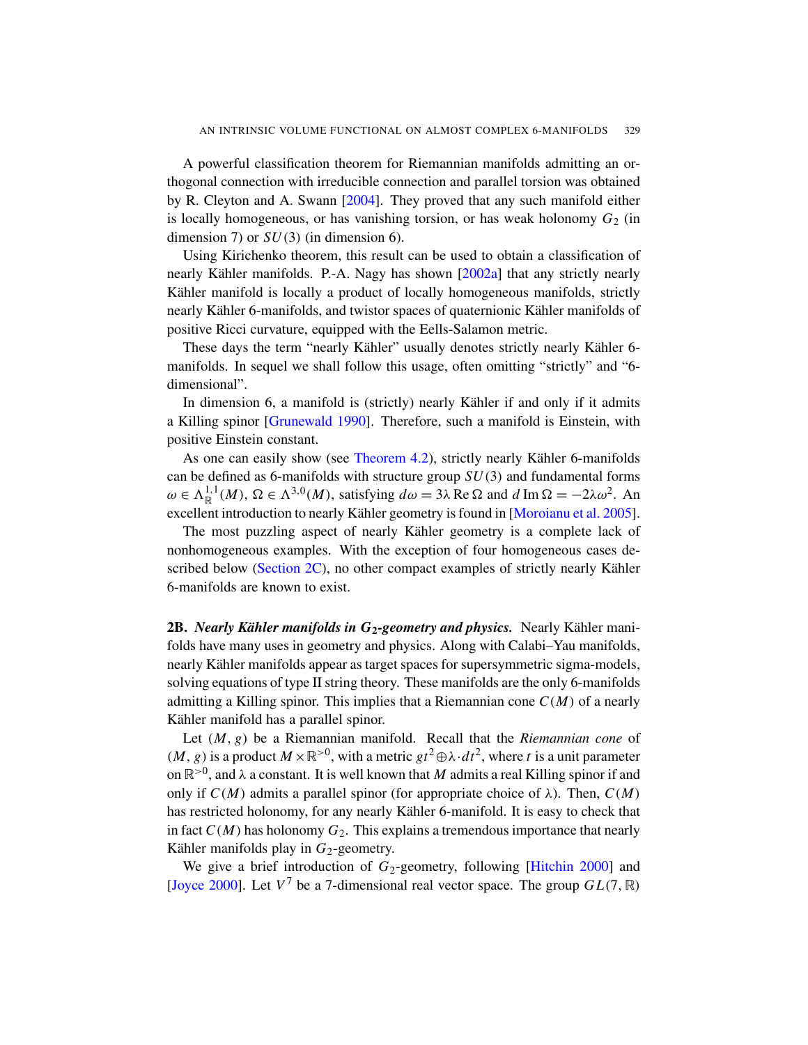A powerful classification theorem for Riemannian manifolds admitting an orthogonal connection with irreducible connection and parallel torsion was obtained by R. Cleyton and A. Swann [2004]. They proved that any such manifold either is locally homogeneous, or has vanishing torsion, or has weak holonomy $G_2$ (in dimension 7) or $SU(3)$ (in dimension 6).

Using Kirichenko theorem, this result can be used to obtain a classification of nearly Kähler manifolds. P.-A. Nagy has shown [2002a] that any strictly nearly Kähler manifold is locally a product of locally homogeneous manifolds, strictly nearly Kähler 6-manifolds, and twistor spaces of quaternionic Kähler manifolds of positive Ricci curvature, equipped with the Eells-Salamon metric.

These days the term "nearly Kähler" usually denotes strictly nearly Kähler 6-manifolds. In sequel we shall follow this usage, often omitting "strictly" and "6-dimensional".

In dimension 6, a manifold is (strictly) nearly Kähler if and only if it admits a Killing spinor [Grunewald 1990]. Therefore, such a manifold is Einstein, with positive Einstein constant.

As one can easily show (see Theorem 4.2), strictly nearly Kähler 6-manifolds can be defined as 6-manifolds with structure group $SU(3)$ and fundamental forms $\omega \in \Lambda^{1,1}_{\mathbb{R}}(M)$, $\Omega \in \Lambda^{3,0}(M)$, satisfying $d\omega = 3\lambda \operatorname{Re}\Omega$ and $d \operatorname{Im}\Omega = -2\lambda\omega^2$. An excellent introduction to nearly Kähler geometry is found in [Moroianu et al. 2005].

The most puzzling aspect of nearly Kähler geometry is a complete lack of nonhomogeneous examples. With the exception of four homogeneous cases described below (Section 2C), no other compact examples of strictly nearly Kähler 6-manifolds are known to exist.

**2B.** ***Nearly Kähler manifolds in $G_2$-geometry and physics.*** Nearly Kähler manifolds have many uses in geometry and physics. Along with Calabi–Yau manifolds, nearly Kähler manifolds appear as target spaces for supersymmetric sigma-models, solving equations of type II string theory. These manifolds are the only 6-manifolds admitting a Killing spinor. This implies that a Riemannian cone $C(M)$ of a nearly Kähler manifold has a parallel spinor.

Let $(M, g)$ be a Riemannian manifold. Recall that the *Riemannian cone* of $(M, g)$ is a product $M \times \mathbb{R}^{>0}$, with a metric $gt^2 \oplus \lambda \cdot dt^2$, where $t$ is a unit parameter on $\mathbb{R}^{>0}$, and $\lambda$ a constant. It is well known that $M$ admits a real Killing spinor if and only if $C(M)$ admits a parallel spinor (for appropriate choice of $\lambda$). Then, $C(M)$ has restricted holonomy, for any nearly Kähler 6-manifold. It is easy to check that in fact $C(M)$ has holonomy $G_2$. This explains a tremendous importance that nearly Kähler manifolds play in $G_2$-geometry.

We give a brief introduction of $G_2$-geometry, following [Hitchin 2000] and [Joyce 2000]. Let $V^7$ be a 7-dimensional real vector space. The group $GL(7, \mathbb{R})$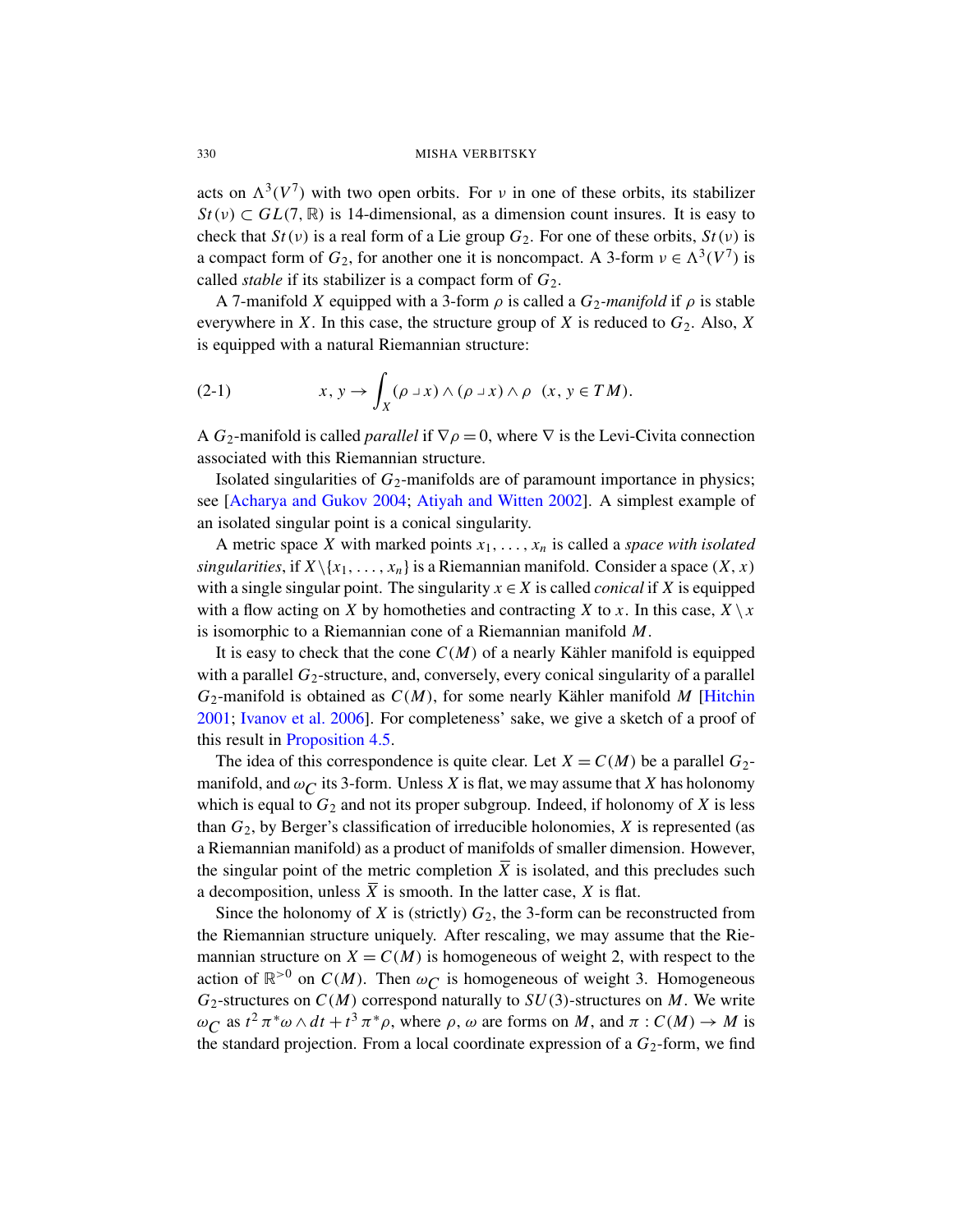acts on $\Lambda^3(V^7)$ with two open orbits. For $\nu$ in one of these orbits, its stabilizer $St(\nu) \subset GL(7, \mathbb{R})$ is 14-dimensional, as a dimension count insures. It is easy to check that $St(\nu)$ is a real form of a Lie group $G_2$. For one of these orbits, $St(\nu)$ is a compact form of $G_2$, for another one it is noncompact. A 3-form $\nu \in \Lambda^3(V^7)$ is called *stable* if its stabilizer is a compact form of $G_2$.

A 7-manifold $X$ equipped with a 3-form $\rho$ is called a *$G_2$-manifold* if $\rho$ is stable everywhere in $X$. In this case, the structure group of $X$ is reduced to $G_2$. Also, $X$ is equipped with a natural Riemannian structure:

$$x, y \to \int_X (\rho \lrcorner x) \wedge (\rho \lrcorner x) \wedge \rho \quad (x, y \in TM). \tag{2-1}$$

A $G_2$-manifold is called *parallel* if $\nabla \rho = 0$, where $\nabla$ is the Levi-Civita connection associated with this Riemannian structure.

Isolated singularities of $G_2$-manifolds are of paramount importance in physics; see [Acharya and Gukov 2004; Atiyah and Witten 2002]. A simplest example of an isolated singular point is a conical singularity.

A metric space $X$ with marked points $x_1, \ldots, x_n$ is called a *space with isolated singularities*, if $X \backslash \{x_1, \ldots, x_n\}$ is a Riemannian manifold. Consider a space $(X, x)$ with a single singular point. The singularity $x \in X$ is called *conical* if $X$ is equipped with a flow acting on $X$ by homotheties and contracting $X$ to $x$. In this case, $X \setminus x$ is isomorphic to a Riemannian cone of a Riemannian manifold $M$.

It is easy to check that the cone $C(M)$ of a nearly Kähler manifold is equipped with a parallel $G_2$-structure, and, conversely, every conical singularity of a parallel $G_2$-manifold is obtained as $C(M)$, for some nearly Kähler manifold $M$ [Hitchin 2001; Ivanov et al. 2006]. For completeness' sake, we give a sketch of a proof of this result in Proposition 4.5.

The idea of this correspondence is quite clear. Let $X = C(M)$ be a parallel $G_2$-manifold, and $\omega_C$ its 3-form. Unless $X$ is flat, we may assume that $X$ has holonomy which is equal to $G_2$ and not its proper subgroup. Indeed, if holonomy of $X$ is less than $G_2$, by Berger's classification of irreducible holonomies, $X$ is represented (as a Riemannian manifold) as a product of manifolds of smaller dimension. However, the singular point of the metric completion $\overline{X}$ is isolated, and this precludes such a decomposition, unless $\overline{X}$ is smooth. In the latter case, $X$ is flat.

Since the holonomy of $X$ is (strictly) $G_2$, the 3-form can be reconstructed from the Riemannian structure uniquely. After rescaling, we may assume that the Riemannian structure on $X = C(M)$ is homogeneous of weight 2, with respect to the action of $\mathbb{R}^{>0}$ on $C(M)$. Then $\omega_C$ is homogeneous of weight 3. Homogeneous $G_2$-structures on $C(M)$ correspond naturally to $SU(3)$-structures on $M$. We write $\omega_C$ as $t^2 \pi^* \omega \wedge dt + t^3 \pi^* \rho$, where $\rho$, $\omega$ are forms on $M$, and $\pi : C(M) \to M$ is the standard projection. From a local coordinate expression of a $G_2$-form, we find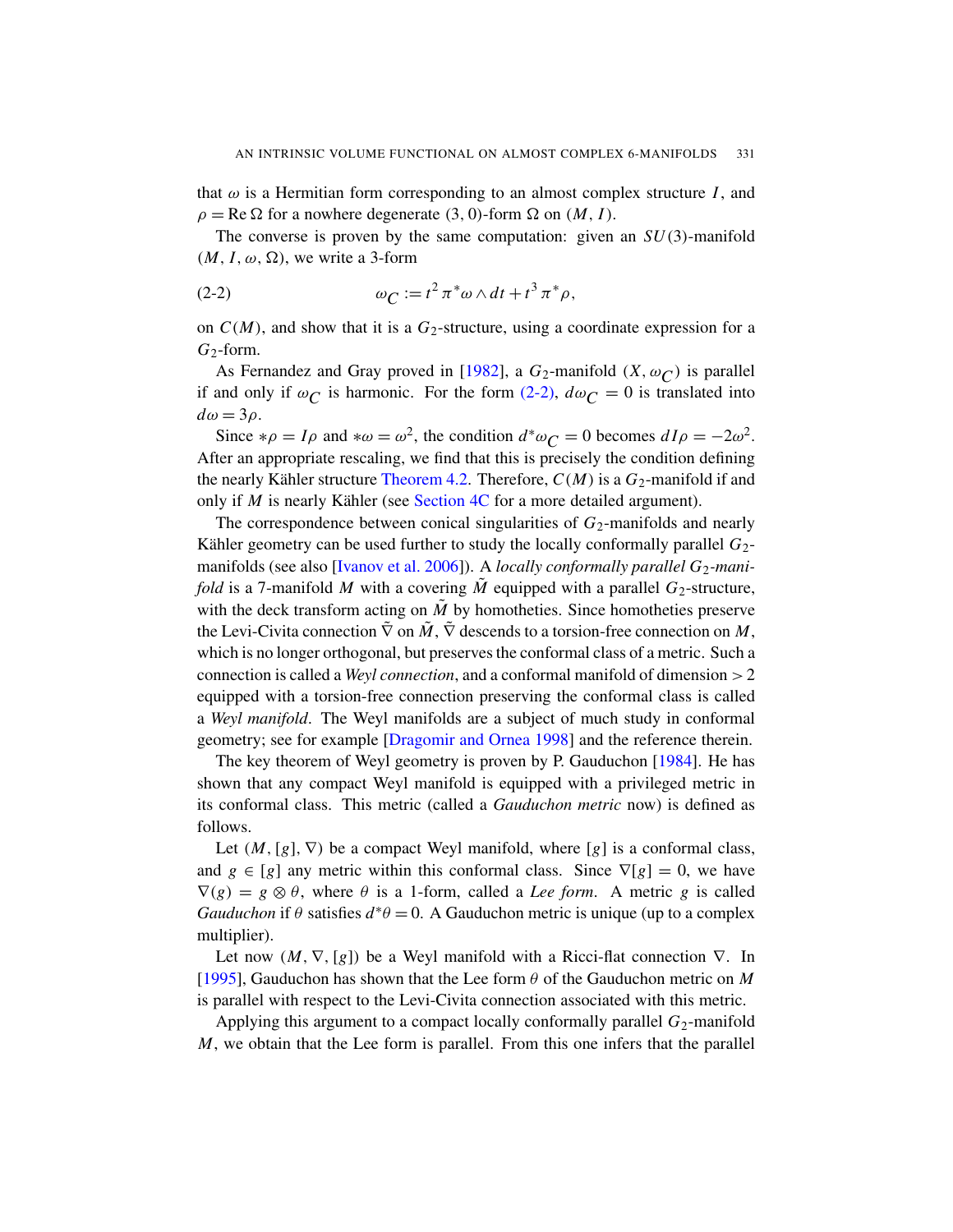that $\omega$ is a Hermitian form corresponding to an almost complex structure $I$, and $\rho = \operatorname{Re}\Omega$ for a nowhere degenerate $(3,0)$-form $\Omega$ on $(M, I)$.

The converse is proven by the same computation: given an $SU(3)$-manifold $(M, I, \omega, \Omega)$, we write a 3-form

$$\omega_C := t^2 \pi^* \omega \wedge dt + t^3 \pi^* \rho, \tag{2-2}$$

on $C(M)$, and show that it is a $G_2$-structure, using a coordinate expression for a $G_2$-form.

As Fernandez and Gray proved in [1982], a $G_2$-manifold $(X, \omega_C)$ is parallel if and only if $\omega_C$ is harmonic. For the form (2-2), $d\omega_C = 0$ is translated into $d\omega = 3\rho$.

Since $*\rho = I\rho$ and $*\omega = \omega^2$, the condition $d^*\omega_C = 0$ becomes $dI\rho = -2\omega^2$. After an appropriate rescaling, we find that this is precisely the condition defining the nearly Kähler structure Theorem 4.2. Therefore, $C(M)$ is a $G_2$-manifold if and only if $M$ is nearly Kähler (see Section 4C for a more detailed argument).

The correspondence between conical singularities of $G_2$-manifolds and nearly Kähler geometry can be used further to study the locally conformally parallel $G_2$-manifolds (see also [Ivanov et al. 2006]). A *locally conformally parallel $G_2$-manifold* is a 7-manifold $M$ with a covering $\tilde{M}$ equipped with a parallel $G_2$-structure, with the deck transform acting on $\tilde{M}$ by homotheties. Since homotheties preserve the Levi-Civita connection $\tilde{\nabla}$ on $\tilde{M}$, $\tilde{\nabla}$ descends to a torsion-free connection on $M$, which is no longer orthogonal, but preserves the conformal class of a metric. Such a connection is called a *Weyl connection*, and a conformal manifold of dimension $> 2$ equipped with a torsion-free connection preserving the conformal class is called a *Weyl manifold*. The Weyl manifolds are a subject of much study in conformal geometry; see for example [Dragomir and Ornea 1998] and the reference therein.

The key theorem of Weyl geometry is proven by P. Gauduchon [1984]. He has shown that any compact Weyl manifold is equipped with a privileged metric in its conformal class. This metric (called a *Gauduchon metric* now) is defined as follows.

Let $(M, [g], \nabla)$ be a compact Weyl manifold, where $[g]$ is a conformal class, and $g \in [g]$ any metric within this conformal class. Since $\nabla[g] = 0$, we have $\nabla(g) = g \otimes \theta$, where $\theta$ is a 1-form, called a *Lee form*. A metric $g$ is called *Gauduchon* if $\theta$ satisfies $d^*\theta = 0$. A Gauduchon metric is unique (up to a complex multiplier).

Let now $(M, \nabla, [g])$ be a Weyl manifold with a Ricci-flat connection $\nabla$. In [1995], Gauduchon has shown that the Lee form $\theta$ of the Gauduchon metric on $M$ is parallel with respect to the Levi-Civita connection associated with this metric.

Applying this argument to a compact locally conformally parallel $G_2$-manifold $M$, we obtain that the Lee form is parallel. From this one infers that the parallel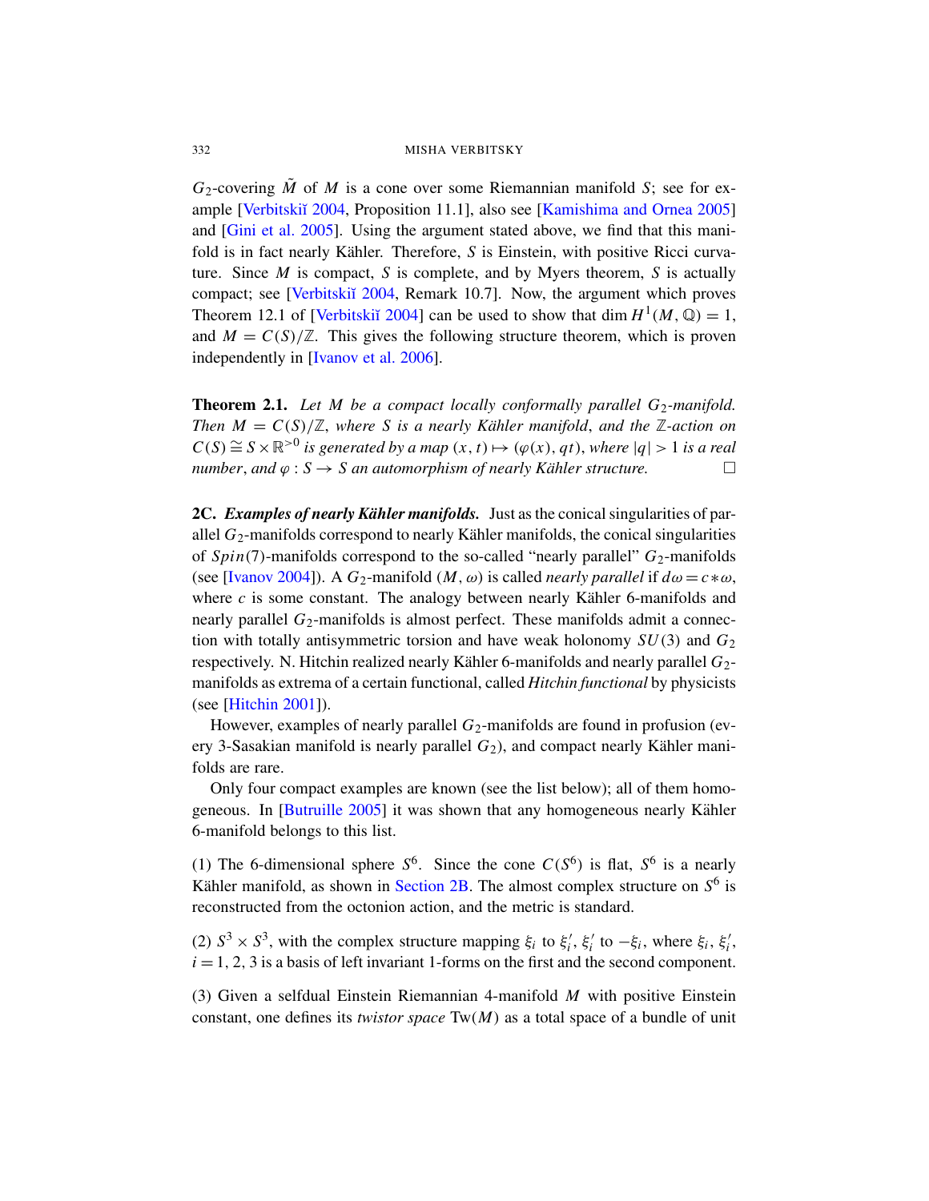$G_2$-covering $\tilde{M}$ of $M$ is a cone over some Riemannian manifold $S$; see for example [Verbitskiĭ 2004, Proposition 11.1], also see [Kamishima and Ornea 2005] and [Gini et al. 2005]. Using the argument stated above, we find that this manifold is in fact nearly Kähler. Therefore, $S$ is Einstein, with positive Ricci curvature. Since $M$ is compact, $S$ is complete, and by Myers theorem, $S$ is actually compact; see [Verbitskiĭ 2004, Remark 10.7]. Now, the argument which proves Theorem 12.1 of [Verbitskiĭ 2004] can be used to show that $\dim H^1(M, \mathbb{Q}) = 1$, and $M = C(S)/\mathbb{Z}$. This gives the following structure theorem, which is proven independently in [Ivanov et al. 2006].

**Theorem 2.1.** *Let $M$ be a compact locally conformally parallel $G_2$-manifold. Then $M = C(S)/\mathbb{Z}$, where $S$ is a nearly Kähler manifold, and the $\mathbb{Z}$-action on $C(S) \cong S \times \mathbb{R}^{>0}$ is generated by a map $(x, t) \mapsto (\varphi(x), qt)$, where $|q| > 1$ is a real number, and $\varphi : S \to S$ an automorphism of nearly Kähler structure.* □

**2C.** ***Examples of nearly Kähler manifolds.*** Just as the conical singularities of parallel $G_2$-manifolds correspond to nearly Kähler manifolds, the conical singularities of $Spin(7)$-manifolds correspond to the so-called "nearly parallel" $G_2$-manifolds (see [Ivanov 2004]). A $G_2$-manifold $(M, \omega)$ is called *nearly parallel* if $d\omega = c * \omega$, where $c$ is some constant. The analogy between nearly Kähler 6-manifolds and nearly parallel $G_2$-manifolds is almost perfect. These manifolds admit a connection with totally antisymmetric torsion and have weak holonomy $SU(3)$ and $G_2$ respectively. N. Hitchin realized nearly Kähler 6-manifolds and nearly parallel $G_2$-manifolds as extrema of a certain functional, called *Hitchin functional* by physicists (see [Hitchin 2001]).

However, examples of nearly parallel $G_2$-manifolds are found in profusion (every 3-Sasakian manifold is nearly parallel $G_2$), and compact nearly Kähler manifolds are rare.

Only four compact examples are known (see the list below); all of them homogeneous. In [Butruille 2005] it was shown that any homogeneous nearly Kähler 6-manifold belongs to this list.

(1) The 6-dimensional sphere $S^6$. Since the cone $C(S^6)$ is flat, $S^6$ is a nearly Kähler manifold, as shown in Section 2B. The almost complex structure on $S^6$ is reconstructed from the octonion action, and the metric is standard.

(2) $S^3 \times S^3$, with the complex structure mapping $\xi_i$ to $\xi_i'$, $\xi_i'$ to $-\xi_i$, where $\xi_i$, $\xi_i'$, $i = 1, 2, 3$ is a basis of left invariant 1-forms on the first and the second component.

(3) Given a selfdual Einstein Riemannian 4-manifold $M$ with positive Einstein constant, one defines its *twistor space* $\mathrm{Tw}(M)$ as a total space of a bundle of unit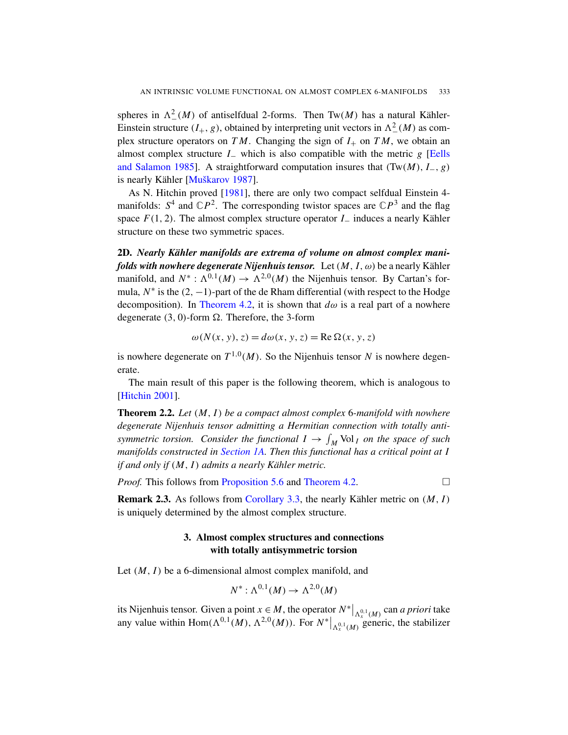spheres in $\Lambda^2_-(M)$ of antiselfdual 2-forms. Then $\operatorname{Tw}(M)$ has a natural Kähler-Einstein structure $(I_+, g)$, obtained by interpreting unit vectors in $\Lambda^2_-(M)$ as complex structure operators on $TM$. Changing the sign of $I_+$ on $TM$, we obtain an almost complex structure $I_-$ which is also compatible with the metric $g$ [Eells and Salamon 1985]. A straightforward computation insures that $(\operatorname{Tw}(M), I_-, g)$ is nearly Kähler [Muškarov 1987].

As N. Hitchin proved [1981], there are only two compact selfdual Einstein 4-manifolds: $S^4$ and $\mathbb{C}P^2$. The corresponding twistor spaces are $\mathbb{C}P^3$ and the flag space $F(1,2)$. The almost complex structure operator $I_-$ induces a nearly Kähler structure on these two symmetric spaces.

**2D.** ***Nearly Kähler manifolds are extrema of volume on almost complex manifolds with nowhere degenerate Nijenhuis tensor.*** Let $(M, I, \omega)$ be a nearly Kähler manifold, and $N^*: \Lambda^{0,1}(M) \to \Lambda^{2,0}(M)$ the Nijenhuis tensor. By Cartan's formula, $N^*$ is the $(2,-1)$-part of the de Rham differential (with respect to the Hodge decomposition). In Theorem 4.2, it is shown that $d\omega$ is a real part of a nowhere degenerate $(3,0)$-form $\Omega$. Therefore, the 3-form

$$\omega(N(x,y),z) = d\omega(x,y,z) = \operatorname{Re}\Omega(x,y,z)$$

is nowhere degenerate on $T^{1,0}(M)$. So the Nijenhuis tensor $N$ is nowhere degenerate.

The main result of this paper is the following theorem, which is analogous to [Hitchin 2001].

**Theorem 2.2.** *Let $(M, I)$ be a compact almost complex 6-manifold with nowhere degenerate Nijenhuis tensor admitting a Hermitian connection with totally antisymmetric torsion. Consider the functional $I \to \int_M \operatorname{Vol}_I$ on the space of such manifolds constructed in Section 1A. Then this functional has a critical point at $I$ if and only if $(M, I)$ admits a nearly Kähler metric.*

*Proof.* This follows from Proposition 5.6 and Theorem 4.2. □

**Remark 2.3.** As follows from Corollary 3.3, the nearly Kähler metric on $(M, I)$ is uniquely determined by the almost complex structure.

## 3. Almost complex structures and connections with totally antisymmetric torsion

Let $(M, I)$ be a 6-dimensional almost complex manifold, and

$$N^*: \Lambda^{0,1}(M) \to \Lambda^{2,0}(M)$$

its Nijenhuis tensor. Given a point $x \in M$, the operator $N^*\big|_{\Lambda^{0,1}_x(M)}$ can *a priori* take any value within $\operatorname{Hom}(\Lambda^{0,1}(M), \Lambda^{2,0}(M))$. For $N^*\big|_{\Lambda^{0,1}_x(M)}$ generic, the stabilizer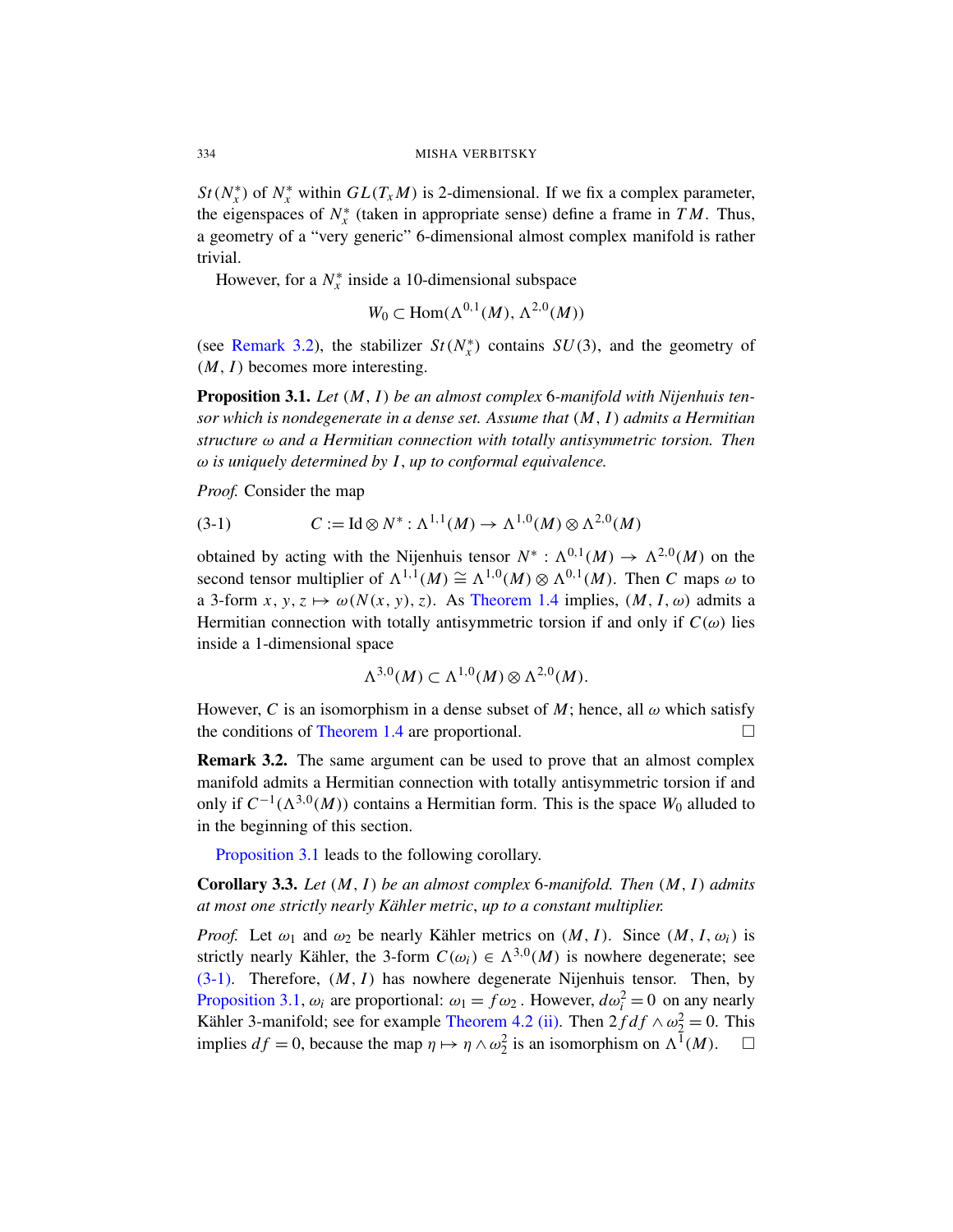$St(N_x^*)$ of $N_x^*$ within $GL(T_xM)$ is 2-dimensional. If we fix a complex parameter, the eigenspaces of $N_x^*$ (taken in appropriate sense) define a frame in $TM$. Thus, a geometry of a "very generic" 6-dimensional almost complex manifold is rather trivial.

However, for a $N_x^*$ inside a 10-dimensional subspace

$$W_0 \subset \operatorname{Hom}(\Lambda^{0,1}(M), \Lambda^{2,0}(M))$$

(see Remark 3.2), the stabilizer $St(N_x^*)$ contains $SU(3)$, and the geometry of $(M, I)$ becomes more interesting.

**Proposition 3.1.** *Let $(M, I)$ be an almost complex 6-manifold with Nijenhuis tensor which is nondegenerate in a dense set. Assume that $(M, I)$ admits a Hermitian structure $\omega$ and a Hermitian connection with totally antisymmetric torsion. Then $\omega$ is uniquely determined by $I$, up to conformal equivalence.*

*Proof.* Consider the map

$$C := \operatorname{Id} \otimes N^* : \Lambda^{1,1}(M) \to \Lambda^{1,0}(M) \otimes \Lambda^{2,0}(M) \tag{3-1}$$

obtained by acting with the Nijenhuis tensor $N^* : \Lambda^{0,1}(M) \to \Lambda^{2,0}(M)$ on the second tensor multiplier of $\Lambda^{1,1}(M) \cong \Lambda^{1,0}(M) \otimes \Lambda^{0,1}(M)$. Then $C$ maps $\omega$ to a 3-form $x, y, z \mapsto \omega(N(x, y), z)$. As Theorem 1.4 implies, $(M, I, \omega)$ admits a Hermitian connection with totally antisymmetric torsion if and only if $C(\omega)$ lies inside a 1-dimensional space

$$\Lambda^{3,0}(M) \subset \Lambda^{1,0}(M) \otimes \Lambda^{2,0}(M).$$

However, $C$ is an isomorphism in a dense subset of $M$; hence, all $\omega$ which satisfy the conditions of Theorem 1.4 are proportional. $\square$

**Remark 3.2.** The same argument can be used to prove that an almost complex manifold admits a Hermitian connection with totally antisymmetric torsion if and only if $C^{-1}(\Lambda^{3,0}(M))$ contains a Hermitian form. This is the space $W_0$ alluded to in the beginning of this section.

Proposition 3.1 leads to the following corollary.

**Corollary 3.3.** *Let $(M, I)$ be an almost complex 6-manifold. Then $(M, I)$ admits at most one strictly nearly Kähler metric, up to a constant multiplier.*

*Proof.* Let $\omega_1$ and $\omega_2$ be nearly Kähler metrics on $(M, I)$. Since $(M, I, \omega_i)$ is strictly nearly Kähler, the 3-form $C(\omega_i) \in \Lambda^{3,0}(M)$ is nowhere degenerate; see (3-1). Therefore, $(M, I)$ has nowhere degenerate Nijenhuis tensor. Then, by Proposition 3.1, $\omega_i$ are proportional: $\omega_1 = f\omega_2$. However, $d\omega_i^2 = 0$ on any nearly Kähler 3-manifold; see for example Theorem 4.2 (ii). Then $2f\,df \wedge \omega_2^2 = 0$. This implies $df = 0$, because the map $\eta \mapsto \eta \wedge \omega_2^2$ is an isomorphism on $\Lambda^1(M)$. $\square$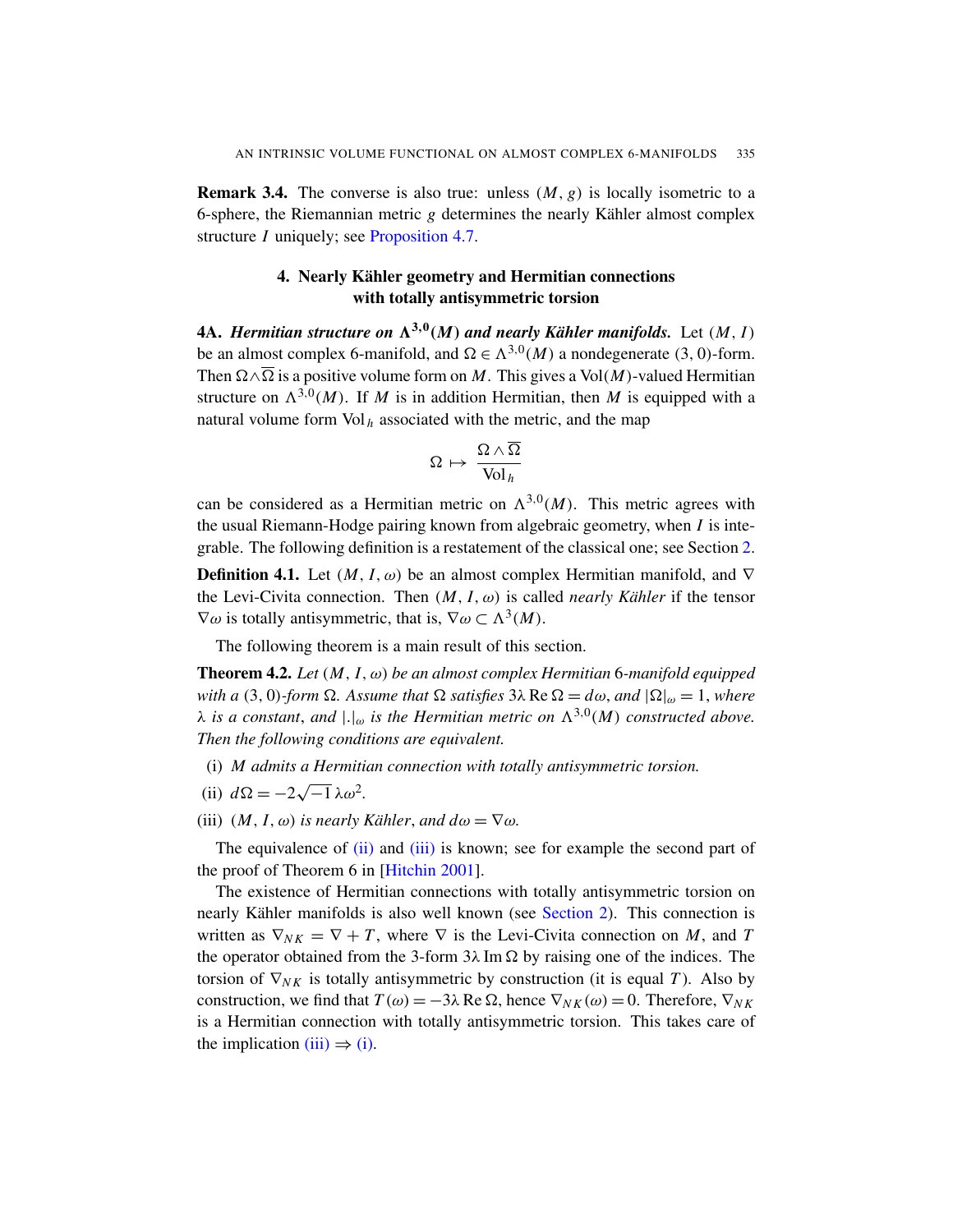**Remark 3.4.** The converse is also true: unless $(M, g)$ is locally isometric to a 6-sphere, the Riemannian metric $g$ determines the nearly Kähler almost complex structure $I$ uniquely; see Proposition 4.7.

## 4. Nearly Kähler geometry and Hermitian connections with totally antisymmetric torsion

**4A.** ***Hermitian structure on $\Lambda^{3,0}(M)$ and nearly Kähler manifolds.*** Let $(M, I)$ be an almost complex 6-manifold, and $\Omega \in \Lambda^{3,0}(M)$ a nondegenerate $(3,0)$-form. Then $\Omega \wedge \overline{\Omega}$ is a positive volume form on $M$. This gives a $\mathrm{Vol}(M)$-valued Hermitian structure on $\Lambda^{3,0}(M)$. If $M$ is in addition Hermitian, then $M$ is equipped with a natural volume form $\mathrm{Vol}_h$ associated with the metric, and the map

$$\Omega \mapsto \frac{\Omega \wedge \overline{\Omega}}{\mathrm{Vol}_h}$$

can be considered as a Hermitian metric on $\Lambda^{3,0}(M)$. This metric agrees with the usual Riemann-Hodge pairing known from algebraic geometry, when $I$ is integrable. The following definition is a restatement of the classical one; see Section 2.

**Definition 4.1.** Let $(M, I, \omega)$ be an almost complex Hermitian manifold, and $\nabla$ the Levi-Civita connection. Then $(M, I, \omega)$ is called *nearly Kähler* if the tensor $\nabla\omega$ is totally antisymmetric, that is, $\nabla\omega \subset \Lambda^3(M)$.

The following theorem is a main result of this section.

**Theorem 4.2.** *Let $(M, I, \omega)$ be an almost complex Hermitian 6-manifold equipped with a $(3,0)$-form $\Omega$. Assume that $\Omega$ satisfies $3\lambda \operatorname{Re}\Omega = d\omega$, and $|\Omega|_\omega = 1$, where $\lambda$ is a constant, and $|.|_\omega$ is the Hermitian metric on $\Lambda^{3,0}(M)$ constructed above. Then the following conditions are equivalent.*

(i) *$M$ admits a Hermitian connection with totally antisymmetric torsion.*

(ii) $d\Omega = -2\sqrt{-1}\,\lambda\omega^2$.

(iii) *$(M, I, \omega)$ is nearly Kähler, and $d\omega = \nabla\omega$.*

The equivalence of (ii) and (iii) is known; see for example the second part of the proof of Theorem 6 in [Hitchin 2001].

The existence of Hermitian connections with totally antisymmetric torsion on nearly Kähler manifolds is also well known (see Section 2). This connection is written as $\nabla_{NK} = \nabla + T$, where $\nabla$ is the Levi-Civita connection on $M$, and $T$ the operator obtained from the 3-form $3\lambda \operatorname{Im}\Omega$ by raising one of the indices. The torsion of $\nabla_{NK}$ is totally antisymmetric by construction (it is equal $T$). Also by construction, we find that $T(\omega) = -3\lambda \operatorname{Re}\Omega$, hence $\nabla_{NK}(\omega) = 0$. Therefore, $\nabla_{NK}$ is a Hermitian connection with totally antisymmetric torsion. This takes care of the implication (iii) $\Rightarrow$ (i).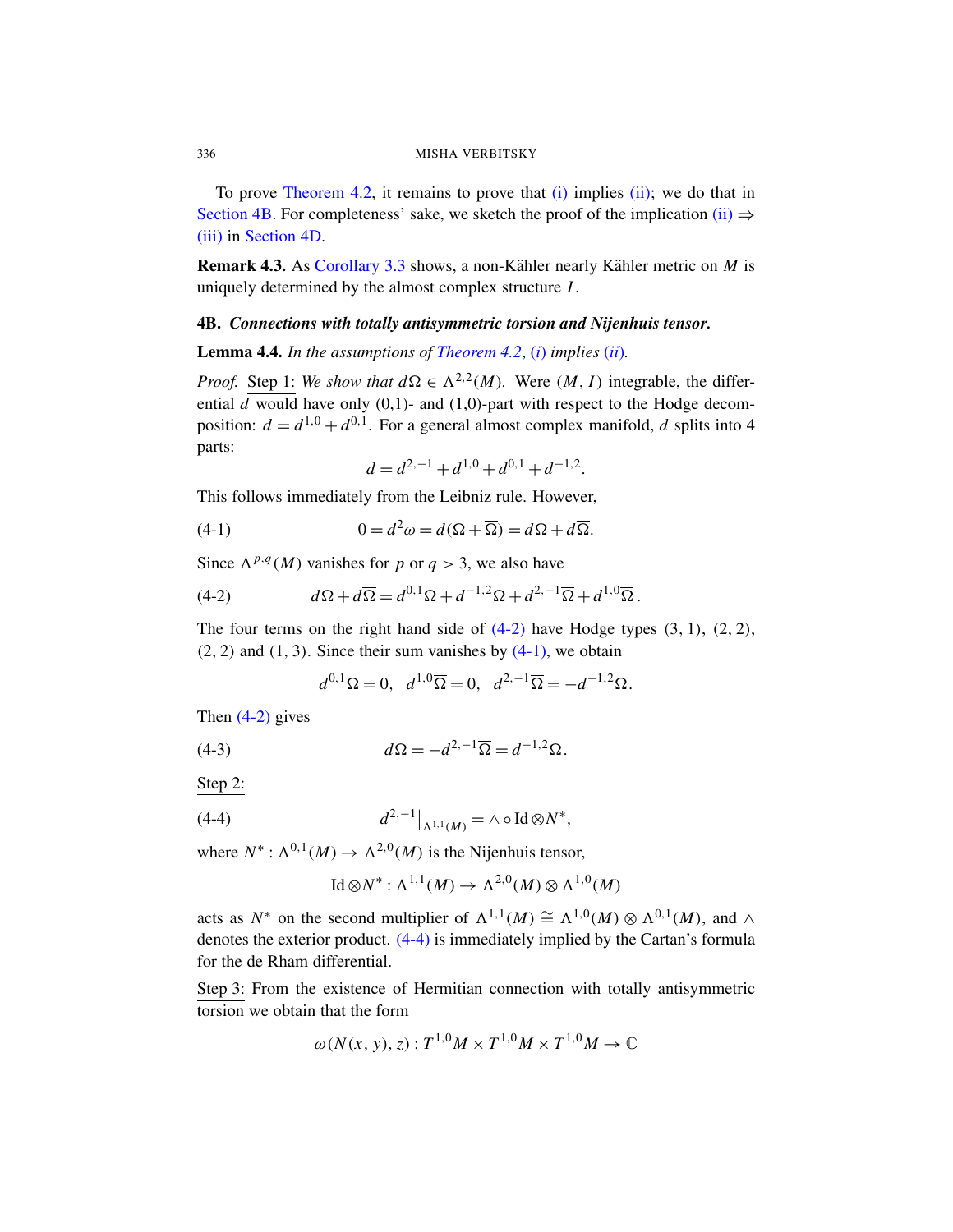To prove Theorem 4.2, it remains to prove that (i) implies (ii); we do that in Section 4B. For completeness' sake, we sketch the proof of the implication (ii) ⇒ (iii) in Section 4D.

**Remark 4.3.** As Corollary 3.3 shows, a non-Kähler nearly Kähler metric on $M$ is uniquely determined by the almost complex structure $I$.

## 4B. *Connections with totally antisymmetric torsion and Nijenhuis tensor.*

**Lemma 4.4.** *In the assumptions of Theorem 4.2, (i) implies (ii).*

*Proof.* Step 1: *We show that* $d\Omega \in \Lambda^{2,2}(M)$. Were $(M, I)$ integrable, the differential $d$ would have only (0,1)- and (1,0)-part with respect to the Hodge decomposition: $d = d^{1,0} + d^{0,1}$. For a general almost complex manifold, $d$ splits into 4 parts:

$$d = d^{2,-1} + d^{1,0} + d^{0,1} + d^{-1,2}.$$

This follows immediately from the Leibniz rule. However,

$$0 = d^2\omega = d(\Omega + \overline{\Omega}) = d\Omega + d\overline{\Omega}. \tag{4-1}$$

Since $\Lambda^{p,q}(M)$ vanishes for $p$ or $q > 3$, we also have

$$d\Omega + d\overline{\Omega} = d^{0,1}\Omega + d^{-1,2}\Omega + d^{2,-1}\overline{\Omega} + d^{1,0}\overline{\Omega}\,. \tag{4-2}$$

The four terms on the right hand side of (4-2) have Hodge types (3, 1), (2, 2), (2, 2) and (1, 3). Since their sum vanishes by (4-1), we obtain

$$d^{0,1}\Omega = 0, \quad d^{1,0}\overline{\Omega} = 0, \quad d^{2,-1}\overline{\Omega} = -d^{-1,2}\Omega.$$

Then (4-2) gives

$$d\Omega = -d^{2,-1}\overline{\Omega} = d^{-1,2}\Omega. \tag{4-3}$$

Step 2:

$$d^{2,-1}\big|_{\Lambda^{1,1}(M)} = \wedge \circ \operatorname{Id} \otimes N^*, \tag{4-4}$$

where $N^* : \Lambda^{0,1}(M) \to \Lambda^{2,0}(M)$ is the Nijenhuis tensor,

$$\operatorname{Id} \otimes N^* : \Lambda^{1,1}(M) \to \Lambda^{2,0}(M) \otimes \Lambda^{1,0}(M)$$

acts as $N^*$ on the second multiplier of $\Lambda^{1,1}(M) \cong \Lambda^{1,0}(M) \otimes \Lambda^{0,1}(M)$, and $\wedge$ denotes the exterior product. (4-4) is immediately implied by the Cartan's formula for the de Rham differential.

Step 3: From the existence of Hermitian connection with totally antisymmetric torsion we obtain that the form

$$\omega(N(x, y), z) : T^{1,0}M \times T^{1,0}M \times T^{1,0}M \to \mathbb{C}$$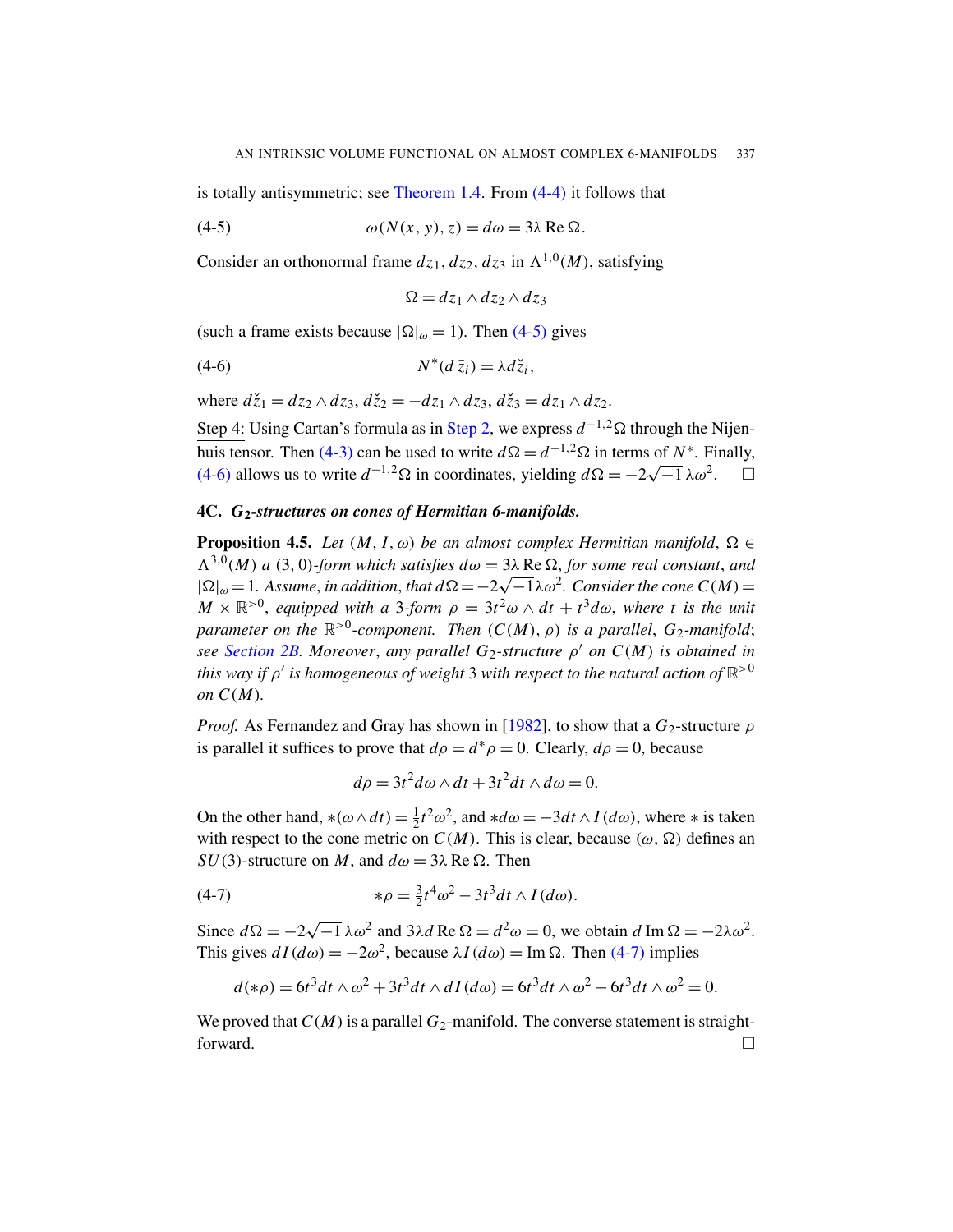is totally antisymmetric; see Theorem 1.4. From (4-4) it follows that

$$\omega(N(x,y),z) = d\omega = 3\lambda \operatorname{Re}\Omega. \tag{4-5}$$

Consider an orthonormal frame $dz_1, dz_2, dz_3$ in $\Lambda^{1,0}(M)$, satisfying

$$\Omega = dz_1 \wedge dz_2 \wedge dz_3$$

(such a frame exists because $|\Omega|_\omega = 1$). Then (4-5) gives

$$N^*(d\bar{z}_i) = \lambda d\check{z}_i, \tag{4-6}$$

where $d\check{z}_1 = dz_2 \wedge dz_3$, $d\check{z}_2 = -dz_1 \wedge dz_3$, $d\check{z}_3 = dz_1 \wedge dz_2$.

Step 4: Using Cartan's formula as in Step 2, we express $d^{-1,2}\Omega$ through the Nijenhuis tensor. Then (4-3) can be used to write $d\Omega = d^{-1,2}\Omega$ in terms of $N^*$. Finally, (4-6) allows us to write $d^{-1,2}\Omega$ in coordinates, yielding $d\Omega = -2\sqrt{-1}\,\lambda\omega^2$. □

### 4C. *$G_2$-structures on cones of Hermitian 6-manifolds.*

**Proposition 4.5.** *Let $(M, I, \omega)$ be an almost complex Hermitian manifold, $\Omega \in \Lambda^{3,0}(M)$ a $(3,0)$-form which satisfies $d\omega = 3\lambda \operatorname{Re}\Omega$, for some real constant, and $|\Omega|_\omega = 1$. Assume, in addition, that $d\Omega = -2\sqrt{-1}\lambda\omega^2$. Consider the cone $C(M) = M \times \mathbb{R}^{>0}$, equipped with a 3-form $\rho = 3t^2\omega \wedge dt + t^3 d\omega$, where $t$ is the unit parameter on the $\mathbb{R}^{>0}$-component. Then $(C(M), \rho)$ is a parallel, $G_2$-manifold; see Section 2B. Moreover, any parallel $G_2$-structure $\rho'$ on $C(M)$ is obtained in this way if $\rho'$ is homogeneous of weight 3 with respect to the natural action of $\mathbb{R}^{>0}$ on $C(M)$.*

*Proof.* As Fernandez and Gray has shown in [1982], to show that a $G_2$-structure $\rho$ is parallel it suffices to prove that $d\rho = d^*\rho = 0$. Clearly, $d\rho = 0$, because

$$d\rho = 3t^2 d\omega \wedge dt + 3t^2 dt \wedge d\omega = 0.$$

On the other hand, $*(\omega \wedge dt) = \frac{1}{2}t^2\omega^2$, and $*d\omega = -3dt \wedge I(d\omega)$, where $*$ is taken with respect to the cone metric on $C(M)$. This is clear, because $(\omega, \Omega)$ defines an $SU(3)$-structure on $M$, and $d\omega = 3\lambda \operatorname{Re}\Omega$. Then

$$*\rho = \tfrac{3}{2}t^4\omega^2 - 3t^3 dt \wedge I(d\omega). \tag{4-7}$$

Since $d\Omega = -2\sqrt{-1}\,\lambda\omega^2$ and $3\lambda d \operatorname{Re}\Omega = d^2\omega = 0$, we obtain $d\operatorname{Im}\Omega = -2\lambda\omega^2$. This gives $dI(d\omega) = -2\omega^2$, because $\lambda I(d\omega) = \operatorname{Im}\Omega$. Then (4-7) implies

$$d(*\rho) = 6t^3 dt \wedge \omega^2 + 3t^3 dt \wedge dI(d\omega) = 6t^3 dt \wedge \omega^2 - 6t^3 dt \wedge \omega^2 = 0.$$

We proved that $C(M)$ is a parallel $G_2$-manifold. The converse statement is straightforward. □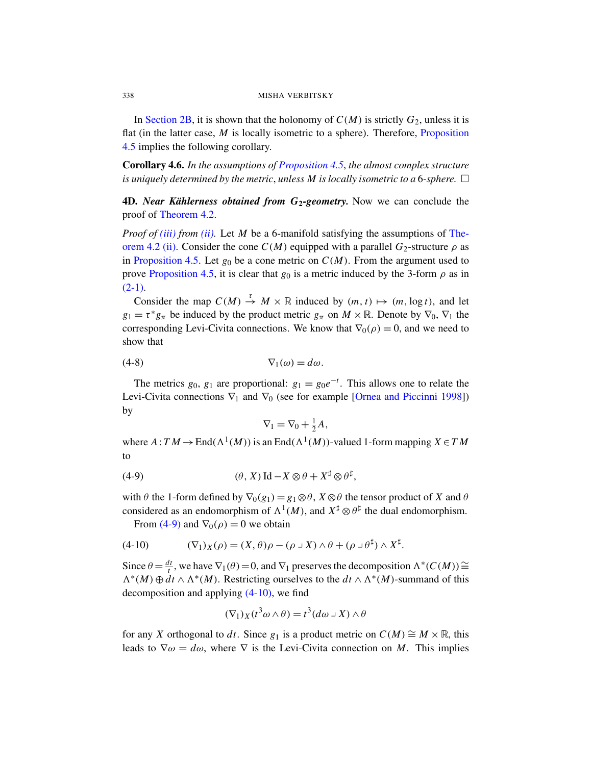In Section 2B, it is shown that the holonomy of $C(M)$ is strictly $G_2$, unless it is flat (in the latter case, $M$ is locally isometric to a sphere). Therefore, Proposition 4.5 implies the following corollary.

**Corollary 4.6.** *In the assumptions of Proposition 4.5, the almost complex structure is uniquely determined by the metric, unless $M$ is locally isometric to a 6-sphere.* $\square$

**4D. *Near Kählerness obtained from $G_2$-geometry.*** Now we can conclude the proof of Theorem 4.2.

*Proof of (iii) from (ii).* Let $M$ be a 6-manifold satisfying the assumptions of Theorem 4.2 (ii). Consider the cone $C(M)$ equipped with a parallel $G_2$-structure $\rho$ as in Proposition 4.5. Let $g_0$ be a cone metric on $C(M)$. From the argument used to prove Proposition 4.5, it is clear that $g_0$ is a metric induced by the 3-form $\rho$ as in (2-1).

Consider the map $C(M) \xrightarrow{\tau} M \times \mathbb{R}$ induced by $(m, t) \mapsto (m, \log t)$, and let $g_1 = \tau^* g_\pi$ be induced by the product metric $g_\pi$ on $M \times \mathbb{R}$. Denote by $\nabla_0$, $\nabla_1$ the corresponding Levi-Civita connections. We know that $\nabla_0(\rho) = 0$, and we need to show that

$$\nabla_1(\omega) = d\omega. \tag{4-8}$$

The metrics $g_0$, $g_1$ are proportional: $g_1 = g_0 e^{-t}$. This allows one to relate the Levi-Civita connections $\nabla_1$ and $\nabla_0$ (see for example [Ornea and Piccinni 1998]) by

$$\nabla_1 = \nabla_0 + \tfrac{1}{2} A,$$

where $A : TM \to \operatorname{End}(\Lambda^1(M))$ is an $\operatorname{End}(\Lambda^1(M))$-valued 1-form mapping $X \in TM$ to

$$(\theta, X) \operatorname{Id} - X \otimes \theta + X^\sharp \otimes \theta^\sharp, \tag{4-9}$$

with $\theta$ the 1-form defined by $\nabla_0(g_1) = g_1 \otimes \theta$, $X \otimes \theta$ the tensor product of $X$ and $\theta$ considered as an endomorphism of $\Lambda^1(M)$, and $X^\sharp \otimes \theta^\sharp$ the dual endomorphism.

From (4-9) and $\nabla_0(\rho) = 0$ we obtain

$$(\nabla_1)_X(\rho) = (X, \theta)\rho - (\rho \lrcorner X) \wedge \theta + (\rho \lrcorner \theta^\sharp) \wedge X^\sharp. \tag{4-10}$$

Since $\theta = \frac{dt}{t}$, we have $\nabla_1(\theta) = 0$, and $\nabla_1$ preserves the decomposition $\Lambda^*(C(M)) \cong \Lambda^*(M) \oplus dt \wedge \Lambda^*(M)$. Restricting ourselves to the $dt \wedge \Lambda^*(M)$-summand of this decomposition and applying (4-10), we find

$$(\nabla_1)_X (t^3 \omega \wedge \theta) = t^3 (d\omega \lrcorner X) \wedge \theta$$

for any $X$ orthogonal to $dt$. Since $g_1$ is a product metric on $C(M) \cong M \times \mathbb{R}$, this leads to $\nabla \omega = d\omega$, where $\nabla$ is the Levi-Civita connection on $M$. This implies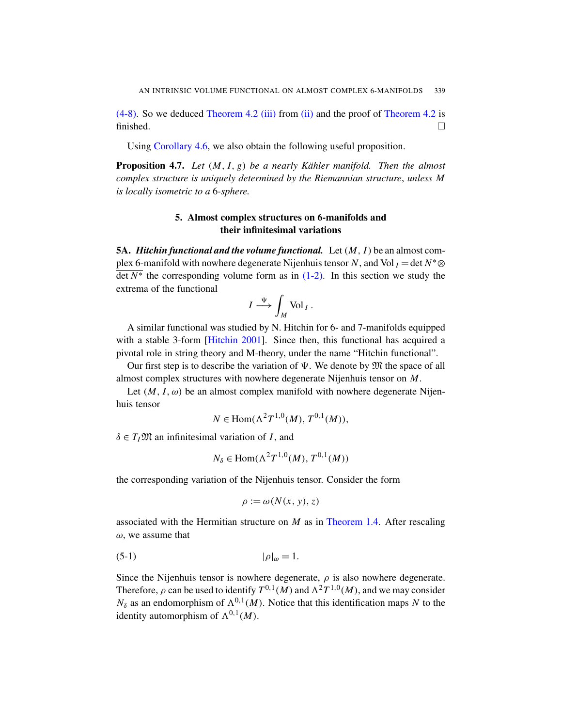(4-8). So we deduced Theorem 4.2 (iii) from (ii) and the proof of Theorem 4.2 is finished. □

Using Corollary 4.6, we also obtain the following useful proposition.

**Proposition 4.7.** *Let $(M, I, g)$ be a nearly Kähler manifold. Then the almost complex structure is uniquely determined by the Riemannian structure, unless $M$ is locally isometric to a* 6*-sphere.*

## 5. Almost complex structures on 6-manifolds and their infinitesimal variations

**5A.** ***Hitchin functional and the volume functional.*** Let $(M, I)$ be an almost complex 6-manifold with nowhere degenerate Nijenhuis tensor $N$, and $\operatorname{Vol}_I = \det N^* \otimes \overline{\det N^*}$ the corresponding volume form as in (1-2). In this section we study the extrema of the functional

$$I \xrightarrow{\Psi} \int_M \operatorname{Vol}_I .$$

A similar functional was studied by N. Hitchin for 6- and 7-manifolds equipped with a stable 3-form [Hitchin 2001]. Since then, this functional has acquired a pivotal role in string theory and M-theory, under the name "Hitchin functional".

Our first step is to describe the variation of $\Psi$. We denote by $\mathfrak{M}$ the space of all almost complex structures with nowhere degenerate Nijenhuis tensor on $M$.

Let $(M, I, \omega)$ be an almost complex manifold with nowhere degenerate Nijenhuis tensor

$$N \in \operatorname{Hom}(\Lambda^2 T^{1,0}(M), T^{0,1}(M)),$$

$\delta \in T_I \mathfrak{M}$ an infinitesimal variation of $I$, and

$$N_\delta \in \operatorname{Hom}(\Lambda^2 T^{1,0}(M), T^{0,1}(M))$$

the corresponding variation of the Nijenhuis tensor. Consider the form

$$\rho := \omega(N(x, y), z)$$

associated with the Hermitian structure on $M$ as in Theorem 1.4. After rescaling $\omega$, we assume that

$$|\rho|_\omega = 1. \tag{5-1}$$

Since the Nijenhuis tensor is nowhere degenerate, $\rho$ is also nowhere degenerate. Therefore, $\rho$ can be used to identify $T^{0,1}(M)$ and $\Lambda^2 T^{1,0}(M)$, and we may consider $N_\delta$ as an endomorphism of $\Lambda^{0,1}(M)$. Notice that this identification maps $N$ to the identity automorphism of $\Lambda^{0,1}(M)$.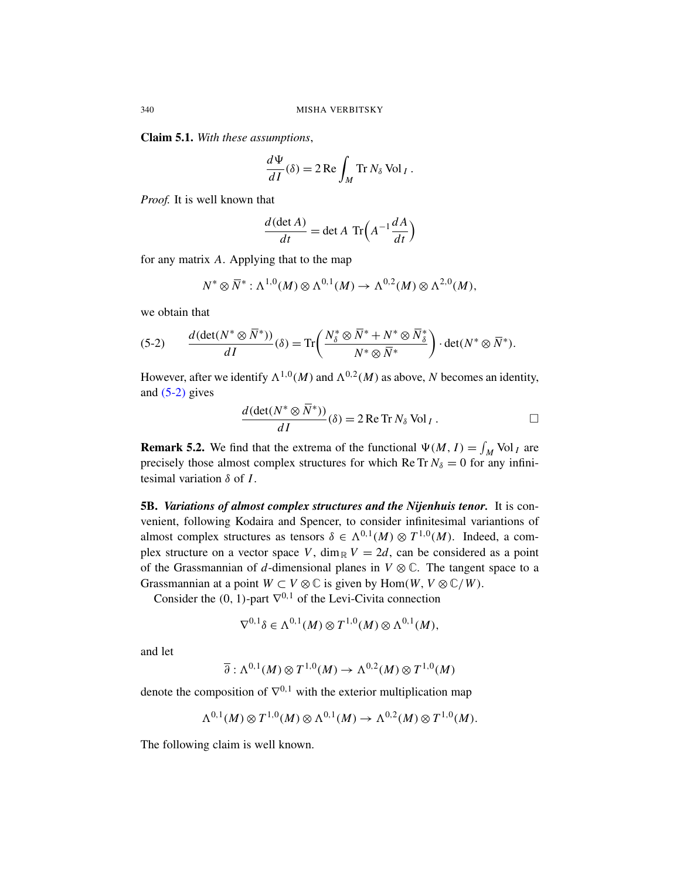**Claim 5.1.** *With these assumptions*,

$$\frac{d\Psi}{dI}(\delta) = 2\operatorname{Re}\int_M \operatorname{Tr} N_\delta \operatorname{Vol}_I .$$

*Proof.* It is well known that

$$\frac{d(\det A)}{dt} = \det A \ \operatorname{Tr}\Big(A^{-1}\frac{dA}{dt}\Big)$$

for any matrix $A$. Applying that to the map

$$N^* \otimes \overline{N}^* : \Lambda^{1,0}(M) \otimes \Lambda^{0,1}(M) \to \Lambda^{0,2}(M) \otimes \Lambda^{2,0}(M),$$

we obtain that

$$\frac{d(\det(N^* \otimes \overline{N}^*))}{dI}(\delta) = \operatorname{Tr}\bigg(\frac{N^*_\delta \otimes \overline{N}^* + N^* \otimes \overline{N}^*_\delta}{N^* \otimes \overline{N}^*}\bigg) \cdot \det(N^* \otimes \overline{N}^*). \tag{5-2}$$

However, after we identify $\Lambda^{1,0}(M)$ and $\Lambda^{0,2}(M)$ as above, $N$ becomes an identity, and (5-2) gives

$$\frac{d(\det(N^* \otimes \overline{N}^*))}{dI}(\delta) = 2\operatorname{Re}\operatorname{Tr} N_\delta \operatorname{Vol}_I . \qquad \square$$

**Remark 5.2.** We find that the extrema of the functional $\Psi(M, I) = \int_M \operatorname{Vol}_I$ are precisely those almost complex structures for which $\operatorname{Re}\operatorname{Tr} N_\delta = 0$ for any infinitesimal variation $\delta$ of $I$.

**5B. *Variations of almost complex structures and the Nijenhuis tenor.*** It is convenient, following Kodaira and Spencer, to consider infinitesimal variantions of almost complex structures as tensors $\delta \in \Lambda^{0,1}(M) \otimes T^{1,0}(M)$. Indeed, a complex structure on a vector space $V$, $\dim_{\mathbb{R}} V = 2d$, can be considered as a point of the Grassmannian of $d$-dimensional planes in $V \otimes \mathbb{C}$. The tangent space to a Grassmannian at a point $W \subset V \otimes \mathbb{C}$ is given by $\operatorname{Hom}(W, V \otimes \mathbb{C}/W)$.

Consider the $(0, 1)$-part $\nabla^{0,1}$ of the Levi-Civita connection

$$\nabla^{0,1}\delta \in \Lambda^{0,1}(M) \otimes T^{1,0}(M) \otimes \Lambda^{0,1}(M),$$

and let

$$\overline{\partial} : \Lambda^{0,1}(M) \otimes T^{1,0}(M) \to \Lambda^{0,2}(M) \otimes T^{1,0}(M)$$

denote the composition of $\nabla^{0,1}$ with the exterior multiplication map

$$\Lambda^{0,1}(M) \otimes T^{1,0}(M) \otimes \Lambda^{0,1}(M) \to \Lambda^{0,2}(M) \otimes T^{1,0}(M).$$

The following claim is well known.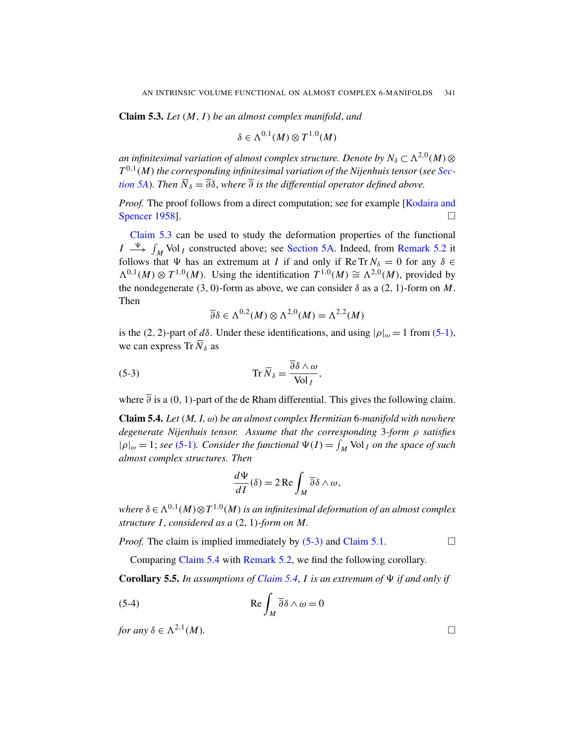**Claim 5.3.** *Let* $(M, I)$ *be an almost complex manifold, and*

$$\delta \in \Lambda^{0,1}(M) \otimes T^{1,0}(M)$$

*an infinitesimal variation of almost complex structure. Denote by* $N_\delta \subset \Lambda^{2,0}(M) \otimes T^{0,1}(M)$ *the corresponding infinitesimal variation of the Nijenhuis tensor (see Section 5A). Then* $\overline{N}_\delta = \overline{\partial}\delta$, *where* $\overline{\partial}$ *is the differential operator defined above.*

*Proof.* The proof follows from a direct computation; see for example [Kodaira and Spencer 1958]. □

Claim 5.3 can be used to study the deformation properties of the functional $I \xrightarrow{\Psi} \int_M \operatorname{Vol}_I$ constructed above; see Section 5A. Indeed, from Remark 5.2 it follows that $\Psi$ has an extremum at $I$ if and only if $\operatorname{Re}\operatorname{Tr} N_\delta = 0$ for any $\delta \in \Lambda^{0,1}(M) \otimes T^{1,0}(M)$. Using the identification $T^{1,0}(M) \cong \Lambda^{2,0}(M)$, provided by the nondegenerate $(3, 0)$-form as above, we can consider $\delta$ as a $(2, 1)$-form on $M$. Then

$$\overline{\partial}\delta \in \Lambda^{0,2}(M) \otimes \Lambda^{2,0}(M) = \Lambda^{2,2}(M)$$

is the $(2, 2)$-part of $d\delta$. Under these identifications, and using $|\rho|_\omega = 1$ from (5-1), we can express $\operatorname{Tr} \overline{N}_\delta$ as

$$\operatorname{Tr} \overline{N}_\delta = \frac{\overline{\partial}\delta \wedge \omega}{\operatorname{Vol}_I}, \tag{5-3}$$

where $\overline{\partial}$ is a $(0, 1)$-part of the de Rham differential. This gives the following claim.

**Claim 5.4.** *Let* $(M, I, \omega)$ *be an almost complex Hermitian* 6*-manifold with nowhere degenerate Nijenhuis tensor. Assume that the corresponding* 3*-form* $\rho$ *satisfies* $|\rho|_\omega = 1$; *see (5-1). Consider the functional* $\Psi(I) = \int_M \operatorname{Vol}_I$ *on the space of such almost complex structures. Then*

$$\frac{d\Psi}{dI}(\delta) = 2\operatorname{Re}\int_M \overline{\partial}\delta \wedge \omega,$$

*where* $\delta \in \Lambda^{0,1}(M) \otimes T^{1,0}(M)$ *is an infinitesimal deformation of an almost complex structure* $I$, *considered as a* $(2, 1)$*-form on* $M$.

*Proof.* The claim is implied immediately by (5-3) and Claim 5.1. □

Comparing Claim 5.4 with Remark 5.2, we find the following corollary.

**Corollary 5.5.** *In assumptions of Claim 5.4,* $I$ *is an extremum of* $\Psi$ *if and only if*

$$\operatorname{Re}\int_M \overline{\partial}\delta \wedge \omega = 0 \tag{5-4}$$

*for any* $\delta \in \Lambda^{2,1}(M)$. □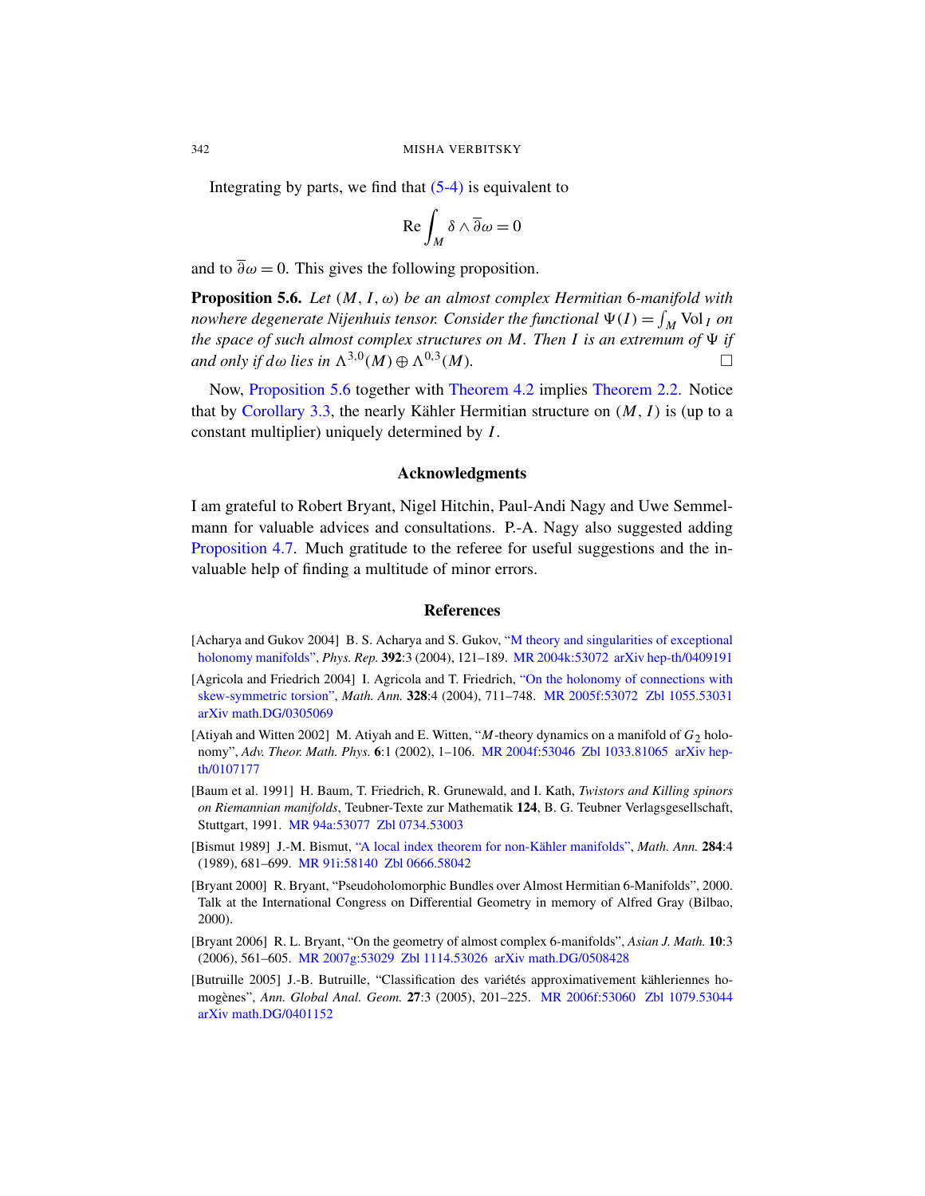Integrating by parts, we find that (5-4) is equivalent to

$$\operatorname{Re} \int_M \delta \wedge \overline{\partial}\omega = 0$$

and to $\overline{\partial}\omega = 0$. This gives the following proposition.

**Proposition 5.6.** *Let $(M, I, \omega)$ be an almost complex Hermitian 6-manifold with nowhere degenerate Nijenhuis tensor. Consider the functional $\Psi(I) = \int_M \mathrm{Vol}_I$ on the space of such almost complex structures on $M$. Then $I$ is an extremum of $\Psi$ if and only if $d\omega$ lies in $\Lambda^{3,0}(M) \oplus \Lambda^{0,3}(M)$.* □

Now, Proposition 5.6 together with Theorem 4.2 implies Theorem 2.2. Notice that by Corollary 3.3, the nearly Kähler Hermitian structure on $(M, I)$ is (up to a constant multiplier) uniquely determined by $I$.

## Acknowledgments

I am grateful to Robert Bryant, Nigel Hitchin, Paul-Andi Nagy and Uwe Semmelmann for valuable advices and consultations. P.-A. Nagy also suggested adding Proposition 4.7. Much gratitude to the referee for useful suggestions and the invaluable help of finding a multitude of minor errors.

## References

[Acharya and Gukov 2004] B. S. Acharya and S. Gukov, "M theory and singularities of exceptional holonomy manifolds", *Phys. Rep.* **392**:3 (2004), 121–189. MR 2004k:53072 arXiv hep-th/0409191

[Agricola and Friedrich 2004] I. Agricola and T. Friedrich, "On the holonomy of connections with skew-symmetric torsion", *Math. Ann.* **328**:4 (2004), 711–748. MR 2005f:53072 Zbl 1055.53031 arXiv math.DG/0305069

[Atiyah and Witten 2002] M. Atiyah and E. Witten, "$M$-theory dynamics on a manifold of $G_2$ holonomy", *Adv. Theor. Math. Phys.* **6**:1 (2002), 1–106. MR 2004f:53046 Zbl 1033.81065 arXiv hep-th/0107177

[Baum et al. 1991] H. Baum, T. Friedrich, R. Grunewald, and I. Kath, *Twistors and Killing spinors on Riemannian manifolds*, Teubner-Texte zur Mathematik **124**, B. G. Teubner Verlagsgesellschaft, Stuttgart, 1991. MR 94a:53077 Zbl 0734.53003

[Bismut 1989] J.-M. Bismut, "A local index theorem for non-Kähler manifolds", *Math. Ann.* **284**:4 (1989), 681–699. MR 91i:58140 Zbl 0666.58042

[Bryant 2000] R. Bryant, "Pseudoholomorphic Bundles over Almost Hermitian 6-Manifolds", 2000. Talk at the International Congress on Differential Geometry in memory of Alfred Gray (Bilbao, 2000).

[Bryant 2006] R. L. Bryant, "On the geometry of almost complex 6-manifolds", *Asian J. Math.* **10**:3 (2006), 561–605. MR 2007g:53029 Zbl 1114.53026 arXiv math.DG/0508428

[Butruille 2005] J.-B. Butruille, "Classification des variétés approximativement kähleriennes homogènes", *Ann. Global Anal. Geom.* **27**:3 (2005), 201–225. MR 2006f:53060 Zbl 1079.53044 arXiv math.DG/0401152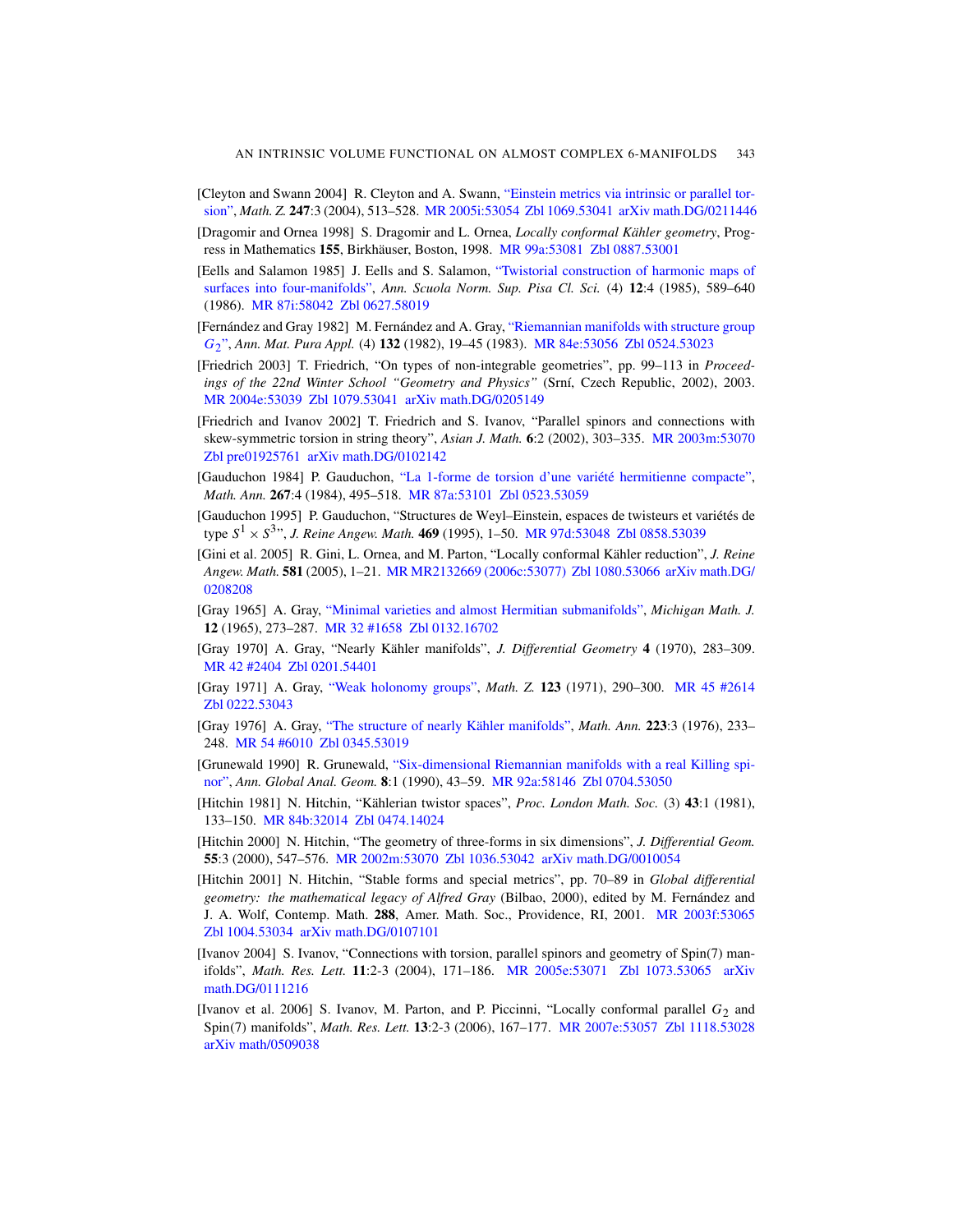[Cleyton and Swann 2004] R. Cleyton and A. Swann, "Einstein metrics via intrinsic or parallel torsion", *Math. Z.* **247**:3 (2004), 513–528. MR 2005i:53054 Zbl 1069.53041 arXiv math.DG/0211446

[Dragomir and Ornea 1998] S. Dragomir and L. Ornea, *Locally conformal Kähler geometry*, Progress in Mathematics **155**, Birkhäuser, Boston, 1998. MR 99a:53081 Zbl 0887.53001

[Eells and Salamon 1985] J. Eells and S. Salamon, "Twistorial construction of harmonic maps of surfaces into four-manifolds", *Ann. Scuola Norm. Sup. Pisa Cl. Sci.* (4) **12**:4 (1985), 589–640 (1986). MR 87i:58042 Zbl 0627.58019

[Fernández and Gray 1982] M. Fernández and A. Gray, "Riemannian manifolds with structure group $G_2$", *Ann. Mat. Pura Appl.* (4) **132** (1982), 19–45 (1983). MR 84e:53056 Zbl 0524.53023

[Friedrich 2003] T. Friedrich, "On types of non-integrable geometries", pp. 99–113 in *Proceedings of the 22nd Winter School "Geometry and Physics"* (Srní, Czech Republic, 2002), 2003. MR 2004e:53039 Zbl 1079.53041 arXiv math.DG/0205149

[Friedrich and Ivanov 2002] T. Friedrich and S. Ivanov, "Parallel spinors and connections with skew-symmetric torsion in string theory", *Asian J. Math.* **6**:2 (2002), 303–335. MR 2003m:53070 Zbl pre01925761 arXiv math.DG/0102142

[Gauduchon 1984] P. Gauduchon, "La 1-forme de torsion d'une variété hermitienne compacte", *Math. Ann.* **267**:4 (1984), 495–518. MR 87a:53101 Zbl 0523.53059

[Gauduchon 1995] P. Gauduchon, "Structures de Weyl–Einstein, espaces de twisteurs et variétés de type $S^1 \times S^3$", *J. Reine Angew. Math.* **469** (1995), 1–50. MR 97d:53048 Zbl 0858.53039

[Gini et al. 2005] R. Gini, L. Ornea, and M. Parton, "Locally conformal Kähler reduction", *J. Reine Angew. Math.* **581** (2005), 1–21. MR MR2132669 (2006c:53077) Zbl 1080.53066 arXiv math.DG/0208208

[Gray 1965] A. Gray, "Minimal varieties and almost Hermitian submanifolds", *Michigan Math. J.* **12** (1965), 273–287. MR 32 #1658 Zbl 0132.16702

[Gray 1970] A. Gray, "Nearly Kähler manifolds", *J. Differential Geometry* **4** (1970), 283–309. MR 42 #2404 Zbl 0201.54401

[Gray 1971] A. Gray, "Weak holonomy groups", *Math. Z.* **123** (1971), 290–300. MR 45 #2614 Zbl 0222.53043

[Gray 1976] A. Gray, "The structure of nearly Kähler manifolds", *Math. Ann.* **223**:3 (1976), 233–248. MR 54 #6010 Zbl 0345.53019

[Grunewald 1990] R. Grunewald, "Six-dimensional Riemannian manifolds with a real Killing spinor", *Ann. Global Anal. Geom.* **8**:1 (1990), 43–59. MR 92a:58146 Zbl 0704.53050

[Hitchin 1981] N. Hitchin, "Kählerian twistor spaces", *Proc. London Math. Soc.* (3) **43**:1 (1981), 133–150. MR 84b:32014 Zbl 0474.14024

[Hitchin 2000] N. Hitchin, "The geometry of three-forms in six dimensions", *J. Differential Geom.* **55**:3 (2000), 547–576. MR 2002m:53070 Zbl 1036.53042 arXiv math.DG/0010054

[Hitchin 2001] N. Hitchin, "Stable forms and special metrics", pp. 70–89 in *Global differential geometry: the mathematical legacy of Alfred Gray* (Bilbao, 2000), edited by M. Fernández and J. A. Wolf, Contemp. Math. **288**, Amer. Math. Soc., Providence, RI, 2001. MR 2003f:53065 Zbl 1004.53034 arXiv math.DG/0107101

[Ivanov 2004] S. Ivanov, "Connections with torsion, parallel spinors and geometry of Spin(7) manifolds", *Math. Res. Lett.* **11**:2-3 (2004), 171–186. MR 2005e:53071 Zbl 1073.53065 arXiv math.DG/0111216

[Ivanov et al. 2006] S. Ivanov, M. Parton, and P. Piccinni, "Locally conformal parallel $G_2$ and Spin(7) manifolds", *Math. Res. Lett.* **13**:2-3 (2006), 167–177. MR 2007e:53057 Zbl 1118.53028 arXiv math/0509038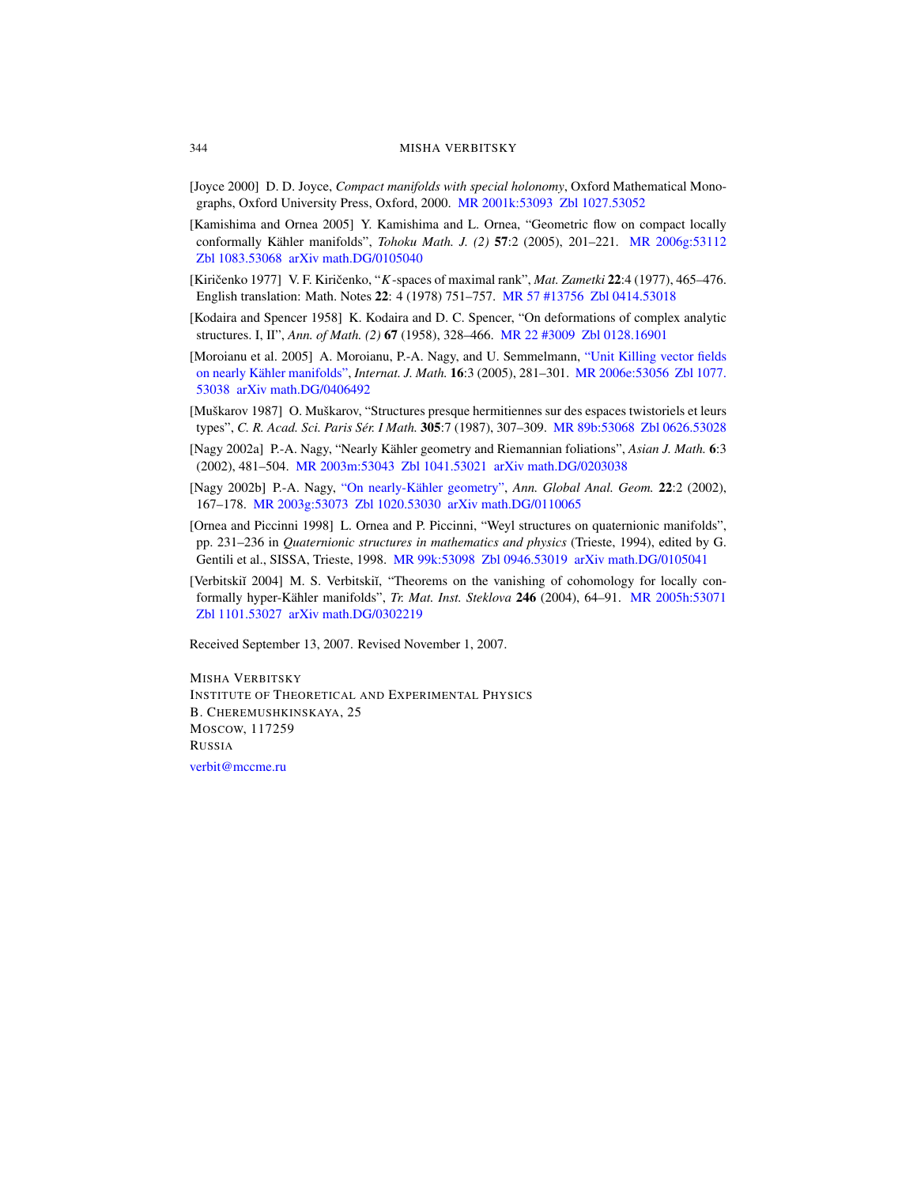[Joyce 2000] D. D. Joyce, *Compact manifolds with special holonomy*, Oxford Mathematical Monographs, Oxford University Press, Oxford, 2000. MR 2001k:53093 Zbl 1027.53052

[Kamishima and Ornea 2005] Y. Kamishima and L. Ornea, "Geometric flow on compact locally conformally Kähler manifolds", *Tohoku Math. J. (2)* **57**:2 (2005), 201–221. MR 2006g:53112 Zbl 1083.53068 arXiv math.DG/0105040

[Kiričenko 1977] V. F. Kiričenko, "$K$-spaces of maximal rank", *Mat. Zametki* **22**:4 (1977), 465–476. English translation: Math. Notes **22**: 4 (1978) 751–757. MR 57 #13756 Zbl 0414.53018

[Kodaira and Spencer 1958] K. Kodaira and D. C. Spencer, "On deformations of complex analytic structures. I, II", *Ann. of Math. (2)* **67** (1958), 328–466. MR 22 #3009 Zbl 0128.16901

[Moroianu et al. 2005] A. Moroianu, P.-A. Nagy, and U. Semmelmann, "Unit Killing vector fields on nearly Kähler manifolds", *Internat. J. Math.* **16**:3 (2005), 281–301. MR 2006e:53056 Zbl 1077.53038 arXiv math.DG/0406492

[Muškarov 1987] O. Muškarov, "Structures presque hermitiennes sur des espaces twistoriels et leurs types", *C. R. Acad. Sci. Paris Sér. I Math.* **305**:7 (1987), 307–309. MR 89b:53068 Zbl 0626.53028

[Nagy 2002a] P.-A. Nagy, "Nearly Kähler geometry and Riemannian foliations", *Asian J. Math.* **6**:3 (2002), 481–504. MR 2003m:53043 Zbl 1041.53021 arXiv math.DG/0203038

[Nagy 2002b] P.-A. Nagy, "On nearly-Kähler geometry", *Ann. Global Anal. Geom.* **22**:2 (2002), 167–178. MR 2003g:53073 Zbl 1020.53030 arXiv math.DG/0110065

[Ornea and Piccinni 1998] L. Ornea and P. Piccinni, "Weyl structures on quaternionic manifolds", pp. 231–236 in *Quaternionic structures in mathematics and physics* (Trieste, 1994), edited by G. Gentili et al., SISSA, Trieste, 1998. MR 99k:53098 Zbl 0946.53019 arXiv math.DG/0105041

[Verbitskiĭ 2004] M. S. Verbitskiĭ, "Theorems on the vanishing of cohomology for locally conformally hyper-Kähler manifolds", *Tr. Mat. Inst. Steklova* **246** (2004), 64–91. MR 2005h:53071 Zbl 1101.53027 arXiv math.DG/0302219

Received September 13, 2007. Revised November 1, 2007.

MISHA VERBITSKY
INSTITUTE OF THEORETICAL AND EXPERIMENTAL PHYSICS
B. CHEREMUSHKINSKAYA, 25
MOSCOW, 117259
RUSSIA

verbit@mccme.ru